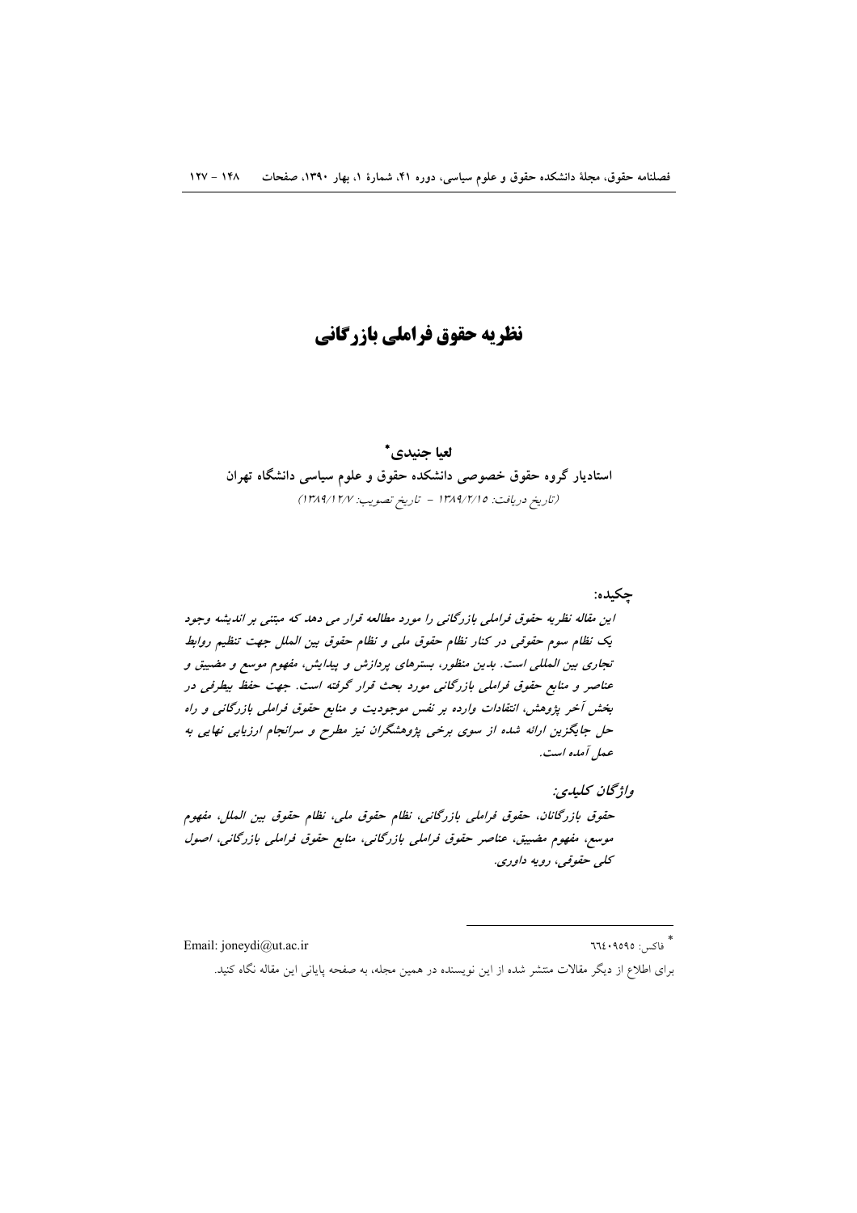# نظریه حقوق فراملی بازرگانی

**لعیا جنیدی***

**استادیار گروه حقوق خصوصی دانشکده حقوق و علوم سیاسی دانشگاه تهران**

*(تاریخ دریافت: ۱۳۸۹/۲/۱۵ - تاریخ تصویب: ۱۳۸۹/۱۲/۷)*

**چکیده:**

***این مقاله نظریه حقوق فراملی بازرگانی را مورد مطالعه قرار می دهد که مبتنی بر اندیشه وجود یک نظام سوم حقوقی در کنار نظام حقوق ملی و نظام حقوق بین الملل جهت تنظیم روابط تجاری بین المللی است. بدین منظور، بسترهای پردازش و پیدایش، مفهوم موسع و مضیق و عناصر و منابع حقوق فراملی بازرگانی مورد بحث قرار گرفته است. جهت حفظ بیطرفی در بخش آخر پژوهش، انتقادات وارده بر نفس موجودیت و منابع حقوق فراملی بازرگانی و راه حل جایگزین ارائه شده از سوی برخی پژوهشگران نیز مطرح و سرانجام ارزیابی نهایی به عمل آمده است.***

***واژگان کلیدی:***

***حقوق بازرگانان، حقوق فراملی بازرگانی، نظام حقوق ملی، نظام حقوق بین الملل، مفهوم موسع، مفهوم مضیق، عناصر حقوق فراملی بازرگانی، منابع حقوق فراملی بازرگانی، اصول کلی حقوقی، رویه داوری.***

---

* فاکس: ۶۶۴۰۹۵۹۵ Email: joneydi@ut.ac.ir

برای اطلاع از دیگر مقالات منتشر شده از این نویسنده در همین مجله، به صفحه پایانی این مقاله نگاه کنید.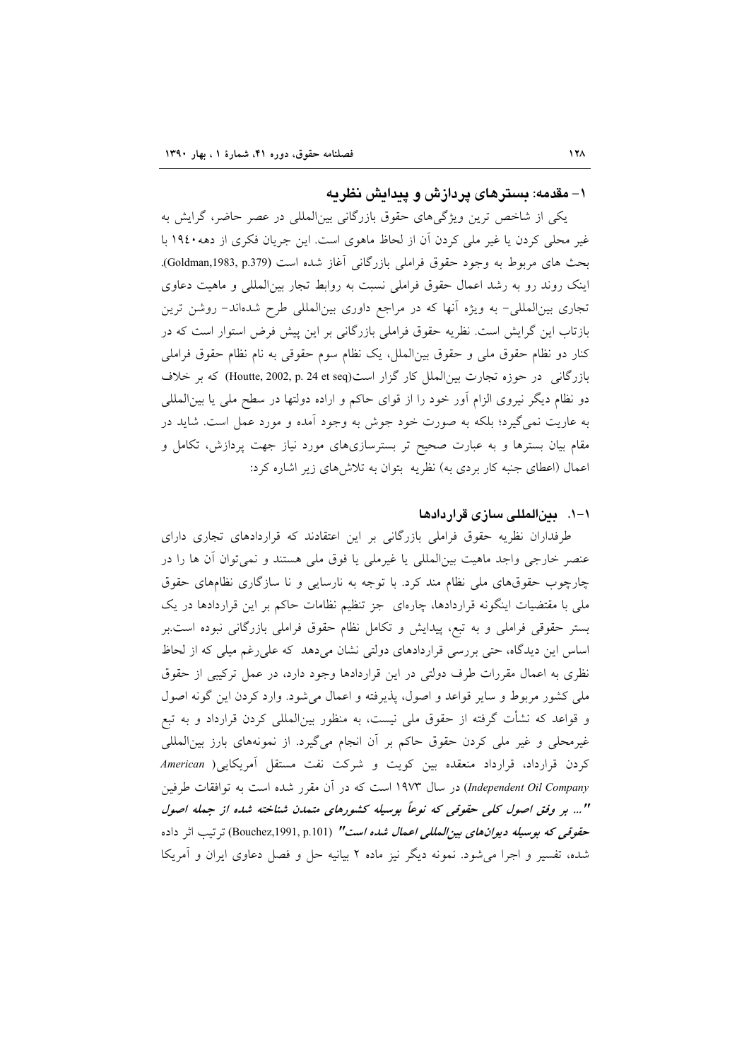## ۱- مقدمه: بسترهای پردازش و پیدایش نظریه

یکی از شاخص ترین ویژگی‌های حقوق بازرگانی بین‌المللی در عصر حاضر، گرایش به غیر محلی کردن یا غیر ملی کردن آن از لحاظ ماهوی است. این جریان فکری از دهه۱۹٤۰ با بحث های مربوط به وجود حقوق فراملی بازرگانی آغاز شده است (Goldman,1983, p.379). اینک روند رو به رشد اعمال حقوق فراملی نسبت به روابط تجار بین‌المللی و ماهیت دعاوی تجاری بین‌المللی- به ویژه آنها که در مراجع داوری بین‌المللی طرح شده‌اند- روشن ترین بازتاب این گرایش است. نظریه حقوق فراملی بازرگانی بر این پیش فرض استوار است که در کنار دو نظام حقوق ملی و حقوق بین‌الملل، یک نظام سوم حقوقی به نام نظام حقوق فراملی بازرگانی در حوزه تجارت بین‌الملل کار گزار است(Houtte, 2002, p. 24 et seq) که بر خلاف دو نظام دیگر نیروی الزام آور خود را از قوای حاکم و اراده دولتها در سطح ملی یا بین‌المللی به عاریت نمی‌گیرد؛ بلکه به صورت خود جوش به وجود آمده و مورد عمل است. شاید در مقام بیان بسترها و به عبارت صحیح تر بسترسازی‌های مورد نیاز جهت پردازش، تکامل و اعمال (اعطای جنبه کار بردی به) نظریه بتوان به تلاش‌های زیر اشاره کرد:

### ۱-۱. بین‌المللی سازی قراردادها

طرفداران نظریه حقوق فراملی بازرگانی بر این اعتقادند که قراردادهای تجاری دارای عنصر خارجی واجد ماهیت بین‌المللی یا غیرملی یا فوق ملی هستند و نمی‌توان آن ها را در چارچوب حقوق‌های ملی نظام مند کرد. با توجه به نارسایی و نا سازگاری نظام‌های حقوق ملی با مقتضیات اینگونه قراردادها، چاره‌ای جز تنظیم نظامات حاکم بر این قراردادها در یک بستر حقوقی فراملی و به تبع، پیدایش و تکامل نظام حقوق فراملی بازرگانی نبوده است.بر اساس این دیدگاه، حتی بررسی قراردادهای دولتی نشان می‌دهد که علی‌رغم میلی که از لحاظ نظری به اعمال مقررات طرف دولتی در این قراردادها وجود دارد، در عمل ترکیبی از حقوق ملی کشور مربوط و سایر قواعد و اصول، پذیرفته و اعمال می‌شود. وارد کردن این گونه اصول و قواعد که نشأت گرفته از حقوق ملی نیست، به منظور بین‌المللی کردن قرارداد و به تبع غیرمحلی و غیر ملی کردن حقوق حاکم بر آن انجام می‌گیرد. از نمونه‌های بارز بین‌المللی کردن قرارداد، قرارداد منعقده بین کویت و شرکت نفت مستقل آمریکایی( *American Independent Oil Company*) در سال ۱۹۷۳ است که در آن مقرر شده است به توافقات طرفین ***"... بر وفق اصول کلی حقوقی که نوعاً بوسیله کشورهای متمدن شناخته شده از جمله اصول حقوقی که بوسیله دیوان‌های بین‌المللی اعمال شده است"*** (Bouchez,1991, p.101) ترتیب اثر داده شده، تفسیر و اجرا می‌شود. نمونه دیگر نیز ماده ۲ بیانیه حل و فصل دعاوی ایران و آمریکا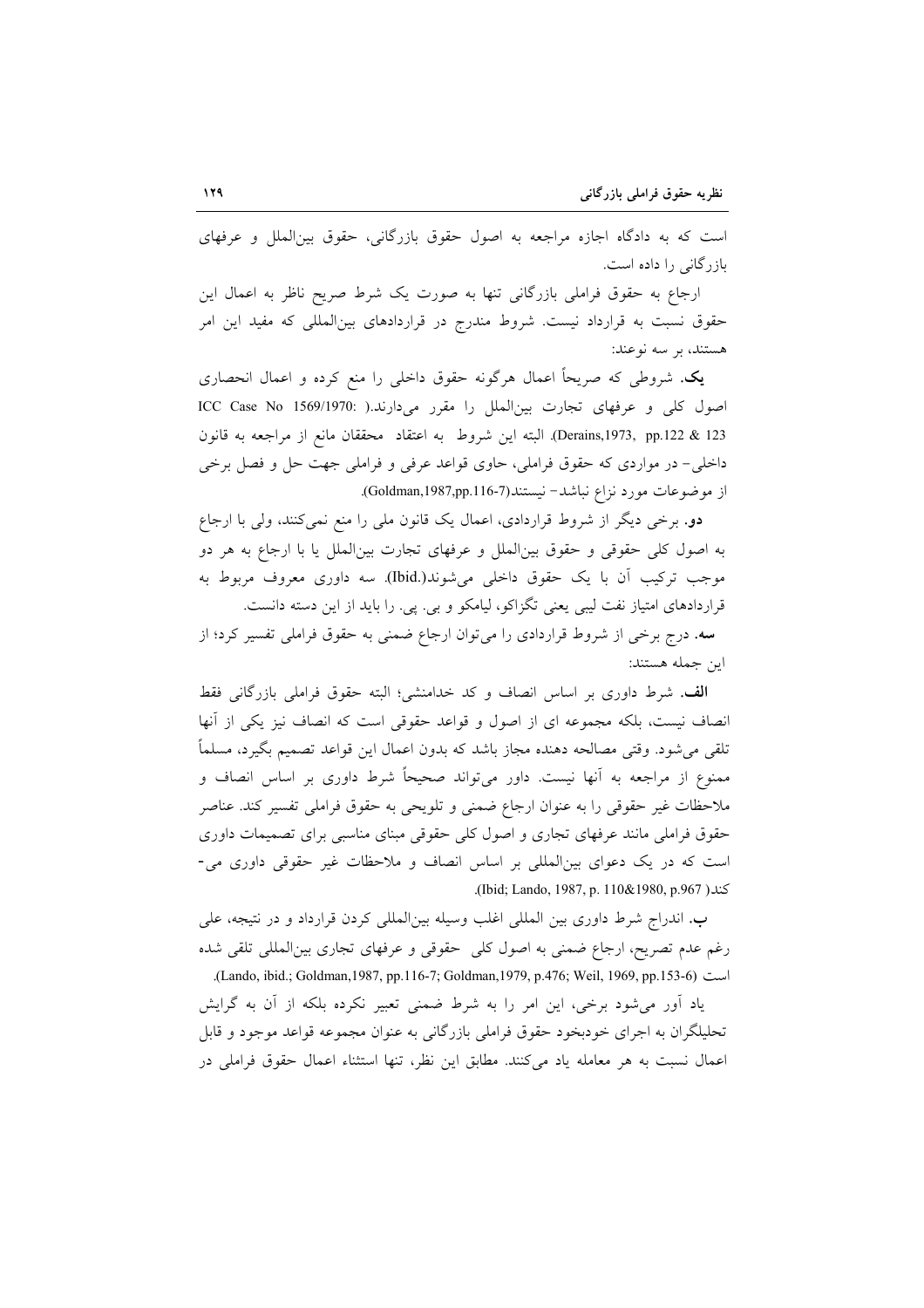است که به دادگاه اجازه مراجعه به اصول حقوق بازرگانی، حقوق بین‌الملل و عرفهای بازرگانی را داده است.

ارجاع به حقوق فراملی بازرگانی تنها به صورت یک شرط صریح ناظر به اعمال این حقوق نسبت به قرارداد نیست. شروط مندرج در قراردادهای بین‌المللی که مفید این امر هستند، بر سه نوعند:

**یک**. شروطی که صریحاً اعمال هرگونه حقوق داخلی را منع کرده و اعمال انحصاری اصول کلی و عرفهای تجارت بین‌الملل را مقرر می‌دارند.( ICC Case No 1569/1970: Derains,1973, pp.122 & 123). البته این شروط به اعتقاد محققان مانع از مراجعه به قانون داخلی- در مواردی که حقوق فراملی، حاوی قواعد عرفی و فراملی جهت حل و فصل برخی از موضوعات مورد نزاع نباشد- نیستند(Goldman,1987,pp.116-7).

**دو**. برخی دیگر از شروط قراردادی، اعمال یک قانون ملی را منع نمی‌کنند، ولی با ارجاع به اصول کلی حقوقی و حقوق بین‌الملل و عرفهای تجارت بین‌الملل یا با ارجاع به هر دو موجب ترکیب آن با یک حقوق داخلی می‌شوند(.Ibid). سه داوری معروف مربوط به قراردادهای امتیاز نفت لیبی یعنی تگزاکو، لیامکو و بی. پی. را باید از این دسته دانست.

**سه**. درج برخی از شروط قراردادی را می‌توان ارجاع ضمنی به حقوق فراملی تفسیر کرد؛ از این جمله هستند:

**الف**. شرط داوری بر اساس انصاف و کد خدامنشی؛ البته حقوق فراملی بازرگانی فقط انصاف نیست، بلکه مجموعه ای از اصول و قواعد حقوقی است که انصاف نیز یکی از آنها تلقی می‌شود. وقتی مصالحه دهنده مجاز باشد که بدون اعمال این قواعد تصمیم بگیرد، مسلماً ممنوع از مراجعه به آنها نیست. داور می‌تواند صحیحاً شرط داوری بر اساس انصاف و ملاحظات غیر حقوقی را به عنوان ارجاع ضمنی و تلویحی به حقوق فراملی تفسیر کند. عناصر حقوق فراملی مانند عرفهای تجاری و اصول کلی حقوقی مبنای مناسبی برای تصمیمات داوری است که در یک دعوای بین‌المللی بر اساس انصاف و ملاحظات غیر حقوقی داوری می‌کند (Ibid; Lando, 1987, p. 110&1980, p.967).

**ب**. اندراج شرط داوری بین المللی اغلب وسیله بین‌المللی کردن قرارداد و در نتیجه، علی رغم عدم تصریح، ارجاع ضمنی به اصول کلی حقوقی و عرفهای تجاری بین‌المللی تلقی شده است (Lando, ibid.; Goldman,1987, pp.116-7; Goldman,1979, p.476; Weil, 1969, pp.153-6).

یاد آور می‌شود برخی، این امر را به شرط ضمنی تعبیر نکرده بلکه از آن به گرایش تحلیلگران به اجرای خودبخود حقوق فراملی بازرگانی به عنوان مجموعه قواعد موجود و قابل اعمال نسبت به هر معامله یاد می‌کنند. مطابق این نظر، تنها استثناء اعمال حقوق فراملی در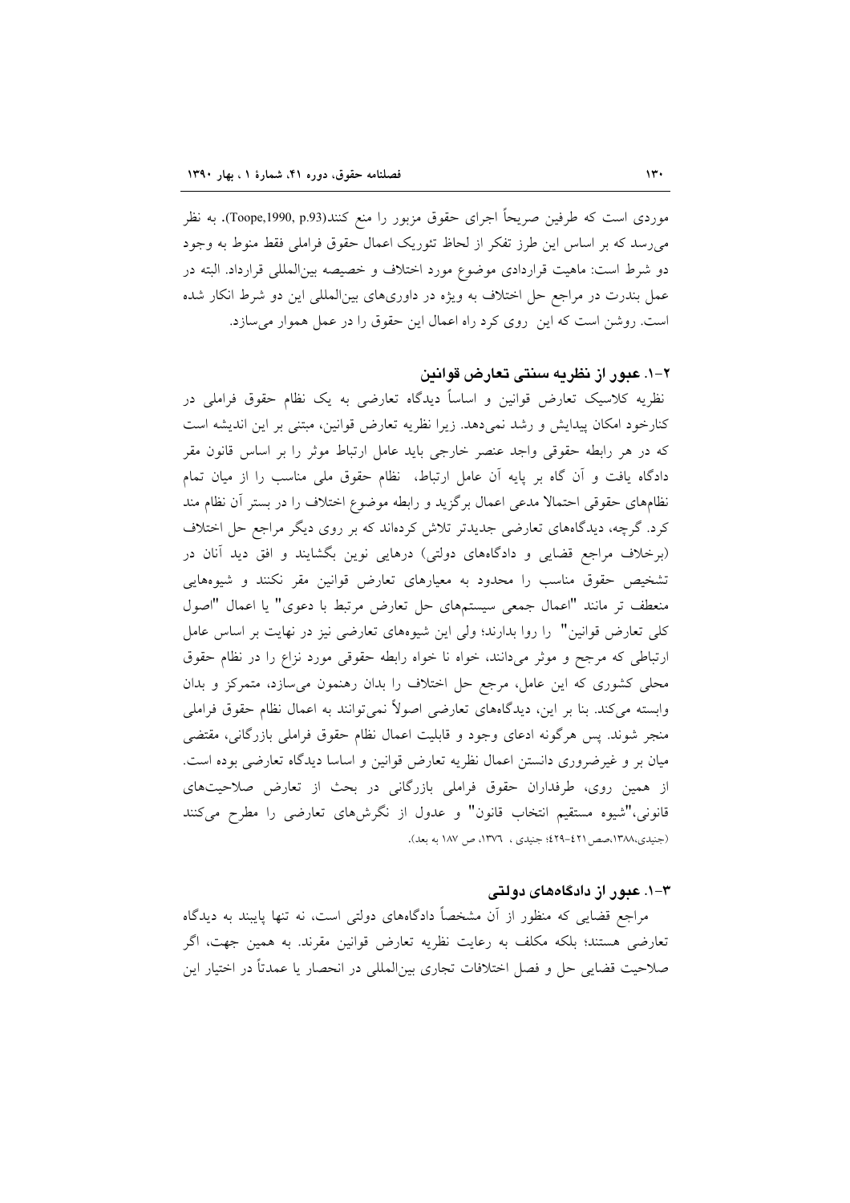مواردی است که طرفین صریحاً اجرای حقوق مزبور را منع کنند(Toope,1990, p.93). به نظر می‌رسد که بر اساس این طرز تفکر از لحاظ تئوریک اعمال حقوق فراملی فقط منوط به وجود دو شرط است: ماهیت قراردادی موضوع مورد اختلاف و خصیصه بین‌المللی قرارداد. البته در عمل بندرت در مراجع حل اختلاف به ویژه در داوری‌های بین‌المللی این دو شرط انکار شده است. روشن است که این روی کرد راه اعمال این حقوق را در عمل هموار می‌سازد.

## ۲-۱. عبور از نظریه سنتی تعارض قوانین

نظریه کلاسیک تعارض قوانین و اساساً دیدگاه تعارضی به یک نظام حقوق فراملی در کنارخود امکان پیدایش و رشد نمی‌دهد. زیرا نظریه تعارض قوانین، مبتنی بر این اندیشه است که در هر رابطه حقوقی واجد عنصر خارجی باید عامل ارتباط موثر را بر اساس قانون مقر دادگاه یافت و آن گاه بر پایه آن عامل ارتباط، نظام حقوق ملی مناسب را از میان تمام نظام‌های حقوقی احتمالا مدعی اعمال برگزید و رابطه موضوع اختلاف را در بستر آن نظام مند کرد. گرچه، دیدگاه‌های تعارضی جدیدتر تلاش کرده‌اند که بر روی دیگر مراجع حل اختلاف (برخلاف مراجع قضایی و دادگاه‌های دولتی) درهایی نوین بگشایند و افق دید آنان در تشخیص حقوق مناسب را محدود به معیارهای تعارض قوانین مقر نکنند و شیوه‌هایی منعطف تر مانند "اعمال جمعی سیستم‌های حل تعارض مرتبط با دعوی" یا اعمال "اصول کلی تعارض قوانین" را روا بدارند؛ ولی این شیوه‌های تعارضی نیز در نهایت بر اساس عامل ارتباطی که مرجح و موثر می‌دانند، خواه نا خواه رابطه حقوقی مورد نزاع را در نظام حقوق محلی کشوری که این عامل، مرجع حل اختلاف را بدان رهنمون می‌سازد، متمرکز و بدان وابسته می‌کند. بنا بر این، دیدگاه‌های تعارضی اصولاً نمی‌توانند به اعمال نظام حقوق فراملی منجر شوند. پس هرگونه ادعای وجود و قابلیت اعمال نظام حقوق فراملی بازرگانی، مقتضی میان بر و غیرضروری دانستن اعمال نظریه تعارض قوانین و اساسا دیدگاه تعارضی بوده است. از همین روی، طرفداران حقوق فراملی بازرگانی در بحث از تعارض صلاحیت‌های قانونی،"شیوه مستقیم انتخاب قانون" و عدول از نگرش‌های تعارضی را مطرح می‌کنند (جنیدی،۱۳۸۸،صص۴۲۱-۴۲۹؛ جنیدی ، ۱۳۷۶، ص ۱۸۷ به بعد).

## ۳-۱. عبور از دادگاه‌های دولتی

مراجع قضایی که منظور از آن مشخصاً دادگاه‌های دولتی است، نه تنها پایبند به دیدگاه تعارضی هستند؛ بلکه مکلف به رعایت نظریه تعارض قوانین مقرند. به همین جهت، اگر صلاحیت قضایی حل و فصل اختلافات تجاری بین‌المللی در انحصار یا عمدتاً در اختیار این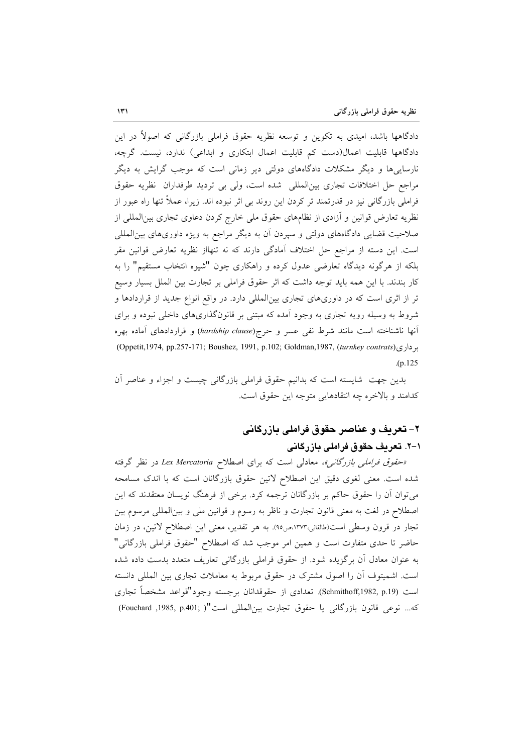دادگاهها باشد، امیدی به تکوین و توسعه نظریه حقوق فراملی بازرگانی که اصولاً در این دادگاهها قابلیت اعمال(دست کم قابلیت اعمال ابتکاری و ابداعی) ندارد، نیست. گرچه، نارسایی‌ها و دیگر مشکلات دادگاههای دولتی دیر زمانی است که موجب گرایش به دیگر مراجع حل اختلافات تجاری بین‌المللی شده است، ولی بی تردید طرفداران نظریه حقوق فراملی بازرگانی نیز در قدرتمند تر کردن این روند بی اثر نبوده اند. زیرا، عملاً تنها راه عبور از نظریه تعارض قوانین و آزادی از نظام‌های حقوق ملی خارج کردن دعاوی تجاری بین‌المللی از صلاحیت قضایی دادگاههای دولتی و سپردن آن به دیگر مراجع به ویژه داوری‌های بین‌المللی است. این دسته از مراجع حل اختلاف آمادگی دارند که نه تنهااز نظریه تعارض قوانین مقر بلکه از هرگونه دیدگاه تعارضی عدول کرده و راهکاری چون "شیوه انتخاب مستقیم" را به کار بندند. با این همه باید توجه داشت که اثر حقوق فراملی بر تجارت بین الملل بسیار وسیع تر از اثری است که در داوری‌های تجاری بین‌المللی دارد. در واقع انواع جدید از قراردادها و شروط به وسیله رویه تجاری به وجود آمده که مبتنی بر قانون‌گذاری‌های داخلی نبوده و برای آنها ناشناخته است مانند شرط نفی عسر و حرج(*hardship clause*) و قراردادهای آماده بهره برداری(*turnkey contrats*) (Oppetit,1974, pp.257-171; Boushez, 1991, p.102; Goldman,1987, p.125).

بدین جهت شایسته است که بدانیم حقوق فراملی بازرگانی چیست و اجزاء و عناصر آن کدامند و بالاخره چه انتقادهایی متوجه این حقوق است.

## ۲- تعریف و عناصر حقوق فراملی بازرگانی

### ۲-۱. تعریف حقوق فراملی بازرگانی

«*حقوق فراملی بازرگانی*»، معادلی است که برای اصطلاح *Lex Mercatoria* در نظر گرفته شده است. معنی لغوی دقیق این اصطلاح لاتین حقوق بازرگانان است که با اندک مسامحه می‌توان آن را حقوق حاکم بر بازرگانان ترجمه کرد. برخی از فرهنگ نویسان معتقدند که این اصطلاح در لغت به معنی قانون تجارت و ناظر به رسوم و قوانین ملی و بین‌المللی مرسوم بین تجار در قرون وسطی است(طالقانی،۱۳۷۳،ص۹۵). به هر تقدیر، معنی این اصطلاح لاتین، در زمان حاضر تا حدی متفاوت است و همین امر موجب شد که اصطلاح "حقوق فراملی بازرگانی" به عنوان معادل آن برگزیده شود. از حقوق فراملی بازرگانی تعاریف متعدد بدست داده شده است. اشمیتوف آن را اصول مشترک در حقوق مربوط به معاملات تجاری بین المللی دانسته است (Schmithoff,1982, p.19). تعدادی از حقوقدانان برجسته وجود"قواعد مشخصاً تجاری که... نوعی قانون بازرگانی یا حقوق تجارت بین‌المللی است"( Fouchard ,1985, p.401;)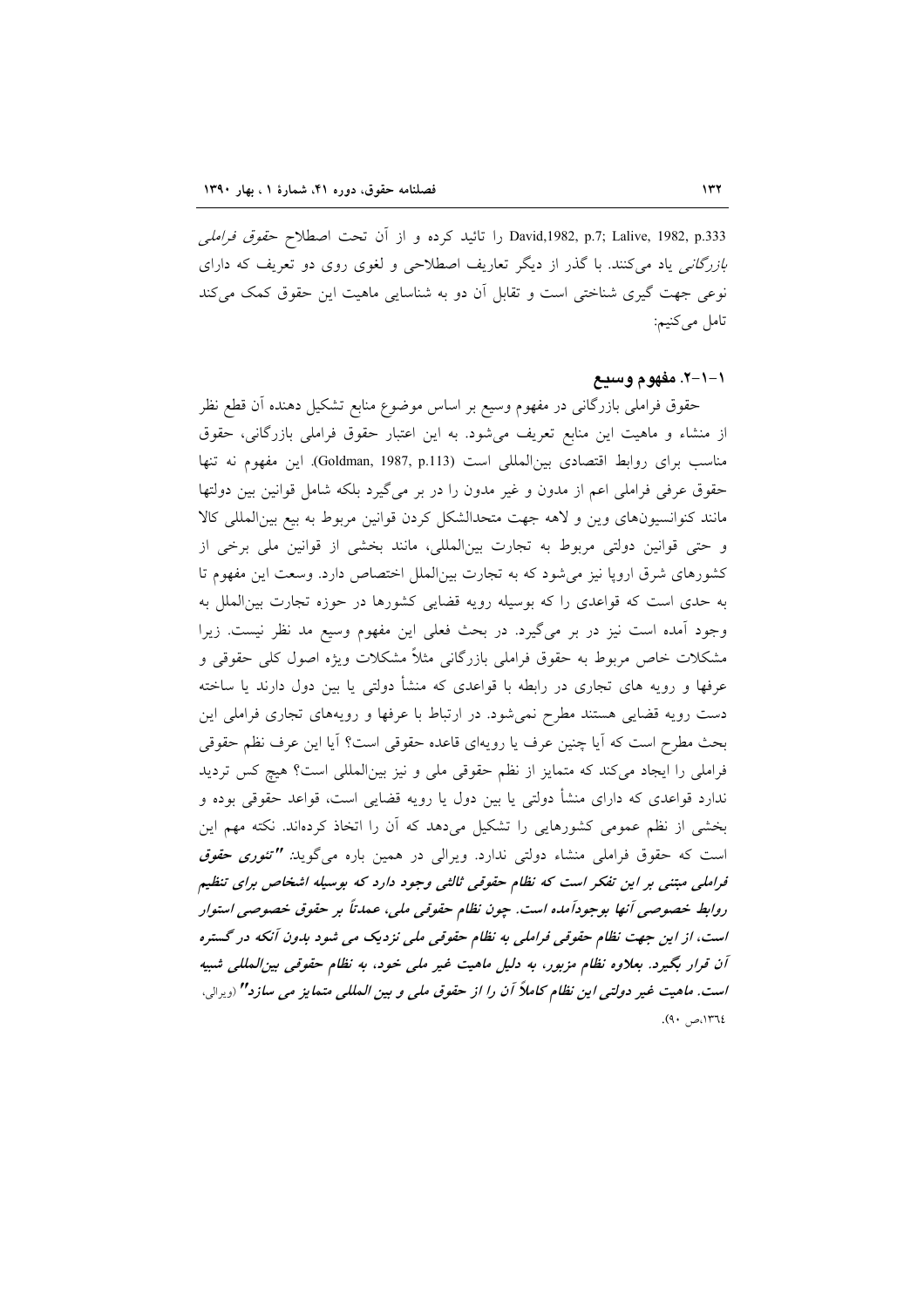David,1982, p.7; Lalive, 1982, p.333 را تائید کرده و از آن تحت اصطلاح *حقوق فراملی بازرگانی* یاد می‌کنند. با گذر از دیگر تعاریف اصطلاحی و لغوی روی دو تعریف که دارای نوعی جهت گیری شناختی است و تقابل آن دو به شناسایی ماهیت این حقوق کمک می‌کند تامل می‌کنیم:

### ۱-۱-۲. مفهوم وسیع

حقوق فراملی بازرگانی در مفهوم وسیع بر اساس موضوع منابع تشکیل دهنده آن قطع نظر از منشاء و ماهیت این منابع تعریف می‌شود. به این اعتبار حقوق فراملی بازرگانی، حقوق مناسب برای روابط اقتصادی بین‌المللی است (Goldman, 1987, p.113). این مفهوم نه تنها حقوق عرفی فراملی اعم از مدون و غیر مدون را در بر می‌گیرد بلکه شامل قوانین بین دولتها مانند کنوانسیون‌های وین و لاهه جهت متحدالشکل کردن قوانین مربوط به بیع بین‌المللی کالا و حتی قوانین دولتی مربوط به تجارت بین‌المللی، مانند بخشی از قوانین ملی برخی از کشورهای شرق اروپا نیز می‌شود که به تجارت بین‌الملل اختصاص دارد. وسعت این مفهوم تا به حدی است که قواعدی را که بوسیله رویه قضایی کشورها در حوزه تجارت بین‌الملل به وجود آمده است نیز در بر می‌گیرد. در بحث فعلی این مفهوم وسیع مد نظر نیست. زیرا مشکلات خاص مربوط به حقوق فراملی بازرگانی مثلاً مشکلات ویژه اصول کلی حقوقی و عرفها و رویه های تجاری در رابطه با قواعدی که منشأ دولتی یا بین دول دارند یا ساخته دست رویه قضایی هستند مطرح نمی‌شود. در ارتباط با عرفها و رویه‌های تجاری فراملی این بحث مطرح است که آیا چنین عرف یا رویه‌ای قاعده حقوقی است؟ آیا این عرف نظم حقوقی فراملی را ایجاد می‌کند که متمایز از نظم حقوقی ملی و نیز بین‌المللی است؟ هیچ کس تردید ندارد قواعدی که دارای منشأ دولتی یا بین دول یا رویه قضایی است، قواعد حقوقی بوده و بخشی از نظم عمومی کشورهایی را تشکیل می‌دهد که آن را اتخاذ کرده‌اند. نکته مهم این است که حقوق فراملی منشاء دولتی ندارد. ویرالی در همین باره می‌گوید: ***"تئوری حقوق فراملی مبتنی بر این تفکر است که نظام حقوقی ثالثی وجود دارد که بوسیله اشخاص برای تنظیم روابط خصوصی آنها بوجودآمده است. چون نظام حقوقی ملی، عمدتاً بر حقوق خصوصی استوار است، از این جهت نظام حقوقی فراملی به نظام حقوقی ملی نزدیک می شود بدون آنکه در گستره آن قرار بگیرد. بعلاوه نظام مزبور، به دلیل ماهیت غیر ملی خود، به نظام حقوقی بین‌المللی شبیه است. ماهیت غیر دولتی این نظام کاملاً آن را از حقوق ملی و بین المللی متمایز می سازد"*** (ویرالی، ۱۳٦٤،ص ۹۰).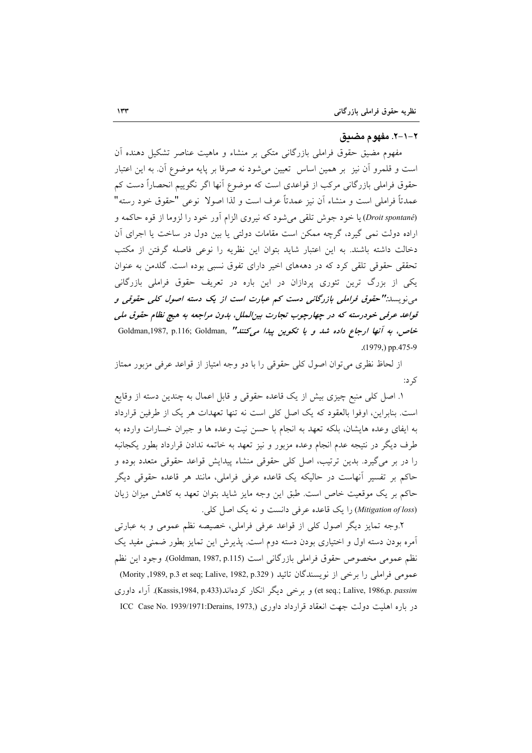### ۲-۱-۲. مفهوم مضیق

مفهوم مضیق حقوق فراملی بازرگانی متکی بر منشاء و ماهیت عناصر تشکیل دهنده آن است و قلمرو آن نیز بر همین اساس تعیین می‌شود نه صرفا بر پایه موضوع آن. به این اعتبار حقوق فراملی بازرگانی مرکب از قواعدی است که موضوع آنها اگر نگوییم انحصاراً دست کم عمدتاً فراملی است و منشاء آن نیز عمدتاً عرف است و لذا اصولا نوعی "حقوق خود رسته" (*Droit spontané*) یا خود جوش تلقی می‌شود که نیروی الزام آور خود را لزوما از قوه حاکمه و اراده دولت نمی گیرد، گرچه ممکن است مقامات دولتی یا بین دول در ساخت یا اجرای آن دخالت داشته باشند. به این اعتبار شاید بتوان این نظریه را نوعی فاصله گرفتن از مکتب تحققی حقوقی تلقی کرد که در دهه‌های اخیر دارای تفوق نسبی بوده است. گلدمن به عنوان یکی از بزرگ ترین تئوری پردازان در این باره در تعریف حقوق فراملی بازرگانی می‌نویسد: ***"حقوق فراملی بازرگانی دست کم عبارت است از یک دسته اصول کلی حقوقی و قواعد عرفی خودرسته که در چهارچوب تجارت بین‌الملل، بدون مراجعه به هیچ نظام حقوق ملی خاص، به آنها ارجاع داده شد و یا تکوین پیدا می‌کنند"*** (Goldman,1987, p.116; Goldman, (1979,) pp.475-9).

از لحاظ نظری می‌توان اصول کلی حقوقی را با دو وجه امتیاز از قواعد عرفی مزبور ممتاز کرد:

۱. اصل کلی منبع چیزی بیش از یک قاعده حقوقی و قابل اعمال به چندین دسته از وقایع است. بنابراین، اوفوا بالعقود که یک اصل کلی است نه تنها تعهدات هر یک از طرفین قرارداد به ایفای وعده هایشان، بلکه تعهد به انجام با حسن نیت وعده ها و جبران خسارات وارده به طرف دیگر در نتیجه عدم انجام وعده مزبور و نیز تعهد به خاتمه ندادن قرارداد بطور یکجانبه را در بر می‌گیرد. بدین ترتیب، اصل کلی حقوقی منشاء پیدایش قواعد حقوقی متعدد بوده و حاکم بر تفسیر آنهاست در حالیکه یک قاعده عرفی فراملی، مانند هر قاعده حقوقی دیگر حاکم بر یک موقعیت خاص است. طبق این وجه مایز شاید بتوان تعهد به کاهش میزان زیان (*Mitigation of loss*) را یک قاعده عرفی دانست و نه یک اصل کلی.

۲.وجه تمایز دیگر اصول کلی از قواعد عرفی فراملی، خصیصه نظم عمومی و به عبارتی آمره بودن دسته اول و اختیاری بودن دسته دوم است. پذیرش این تمایز بطور ضمنی مفید یک نظم عمومی مخصوص حقوق فراملی بازرگانی است (Goldman, 1987, p.115). وجود این نظم عمومی فراملی را برخی از نویسندگان تائید (Mority ,1989, p.3 et seq; Lalive, 1982, p.329 et seq.; Lalive, 1986,p. *passim*) و برخی دیگر انکار کرده‌اند(Kassis,1984, p.433). آراء داوری در باره اهلیت دولت جهت انعقاد قرارداد داوری (ICC Case No. 1939/1971:Derains, 1973,)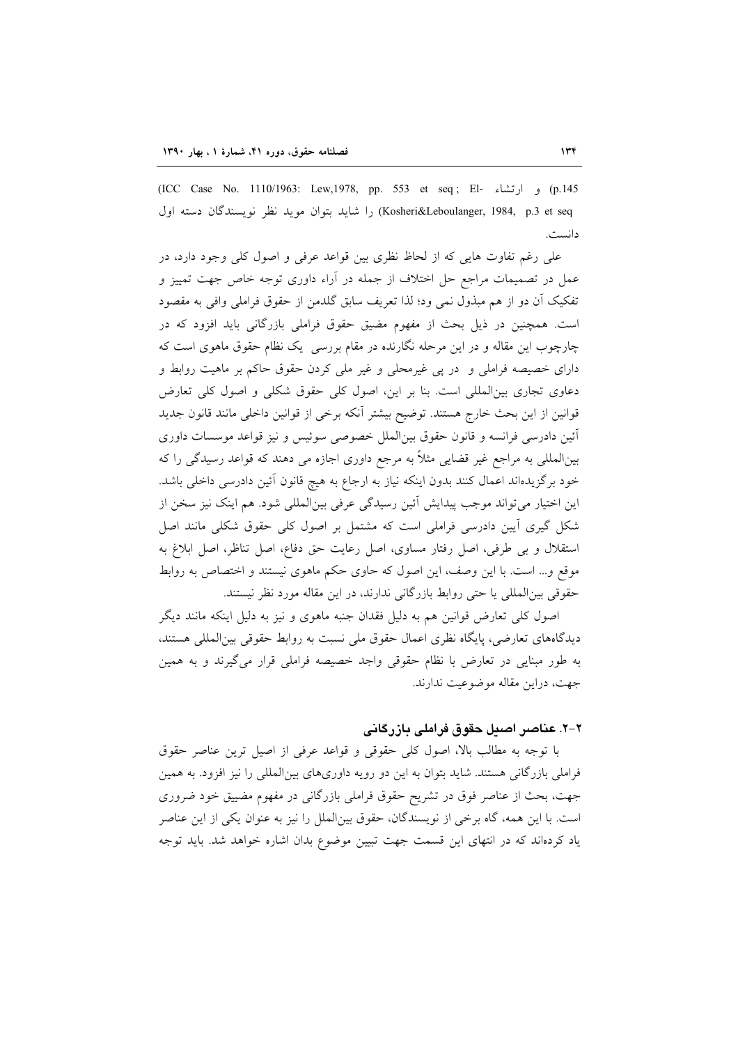(ICC Case No. 1110/1963: Lew,1978, pp. 553 et seq; El- و ارتشاء p.145) (Kosheri&Leboulanger, 1984, p.3 et seq) را شاید بتوان موید نظر نویسندگان دسته اول دانست.

علی رغم تفاوت هایی که از لحاظ نظری بین قواعد عرفی و اصول کلی وجود دارد، در عمل در تصمیمات مراجع حل اختلاف از جمله در آراء داوری توجه خاص جهت تمییز و تفکیک آن دو از هم مبذول نمی ود؛ لذا تعریف سابق گلدمن از حقوق فراملی وافی به مقصود است. همچنین در ذیل بحث از مفهوم مضیق حقوق فراملی بازرگانی باید افزود که در چارچوب این مقاله و در این مرحله نگارنده در مقام بررسی یک نظام حقوق ماهوی است که دارای خصیصه فراملی و در پی غیرمحلی و غیر ملی کردن حقوق حاکم بر ماهیت روابط و دعاوی تجاری بین‌المللی است. بنا بر این، اصول کلی حقوق شکلی و اصول کلی تعارض قوانین از این بحث خارج هستند. توضیح بیشتر آنکه برخی از قوانین داخلی مانند قانون جدید آئین دادرسی فرانسه و قانون حقوق بین‌الملل خصوصی سوئیس و نیز قواعد موسسات داوری بین‌المللی به مراجع غیر قضایی مثلاً به مرجع داوری اجازه می دهند که قواعد رسیدگی را که خود برگزیده‌اند اعمال کنند بدون اینکه نیاز به ارجاع به هیچ قانون آئین دادرسی داخلی باشد. این اختیار می‌تواند موجب پیدایش آئین رسیدگی عرفی بین‌المللی شود. هم اینک نیز سخن از شکل گیری آیین دادرسی فراملی است که مشتمل بر اصول کلی حقوق شکلی مانند اصل استقلال و بی طرفی، اصل رفتار مساوی، اصل رعایت حق دفاع، اصل تناظر، اصل ابلاغ به موقع و... است. با این وصف، این اصول که حاوی حکم ماهوی نیستند و اختصاص به روابط حقوقی بین‌المللی یا حتی روابط بازرگانی ندارند، در این مقاله مورد نظر نیستند.

اصول کلی تعارض قوانین هم به دلیل فقدان جنبه ماهوی و نیز به دلیل اینکه مانند دیگر دیدگاه‌های تعارضی، پایگاه نظری اعمال حقوق ملی نسبت به روابط حقوقی بین‌المللی هستند، به طور مبنایی در تعارض با نظام حقوقی واجد خصیصه فراملی قرار می‌گیرند و به همین جهت، دراین مقاله موضوعیت ندارند.

## ۲-۲. عناصر اصیل حقوق فراملی بازرگانی

با توجه به مطالب بالا، اصول کلی حقوقی و قواعد عرفی از اصیل ترین عناصر حقوق فراملی بازرگانی هستند. شاید بتوان به این دو رویه داوری‌های بین‌المللی را نیز افزود. به همین جهت، بحث از عناصر فوق در تشریح حقوق فراملی بازرگانی در مفهوم مضییق خود ضروری است. با این همه، گاه برخی از نویسندگان، حقوق بین‌الملل را نیز به عنوان یکی از این عناصر یاد کرده‌اند که در انتهای این قسمت جهت تبیین موضوع بدان اشاره خواهد شد. باید توجه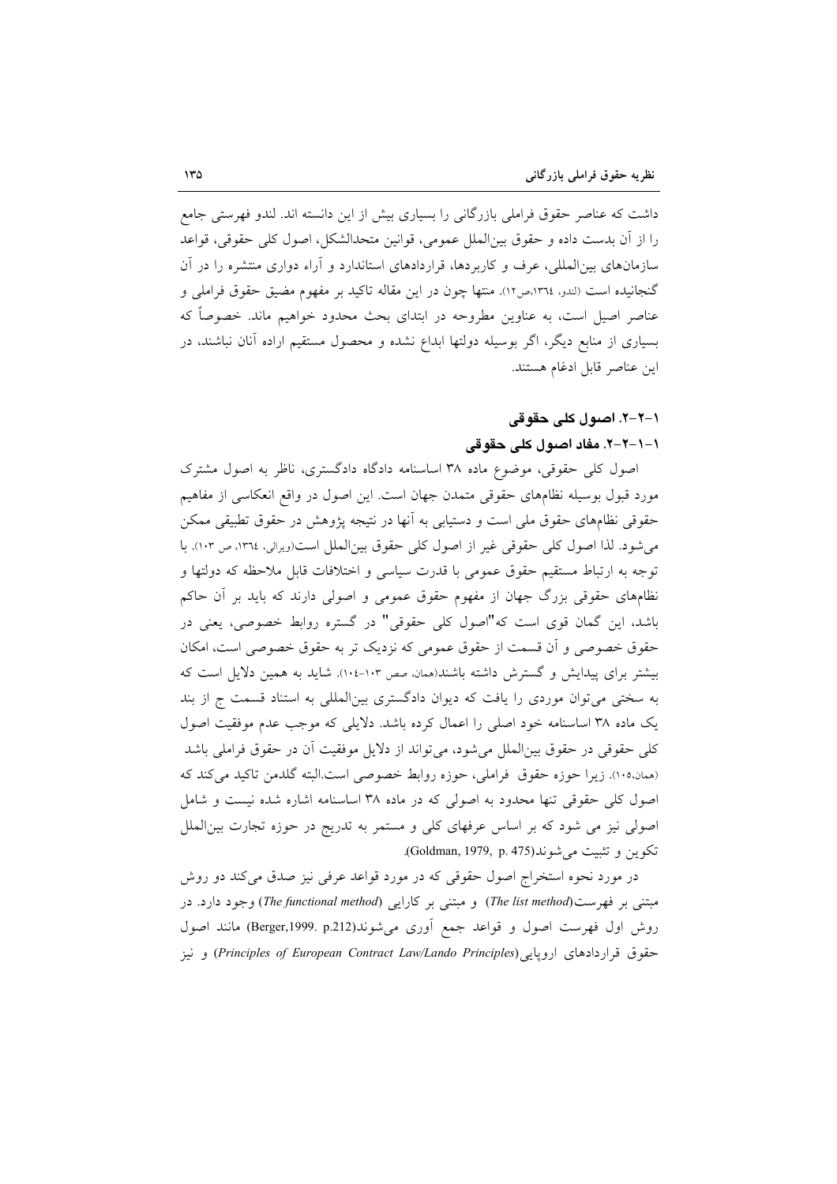داشت که عناصر حقوق فراملی بازرگانی را بسیاری بیش از این دانسته اند. لندو فهرستی جامع را از آن بدست داده و حقوق بین‌الملل عمومی، قوانین متحدالشکل، اصول کلی حقوقی، قواعد سازمان‌های بین‌المللی، عرف و کاربردها، قراردادهای استاندارد و آراء دواری منتشره را در آن گنجانیده است (لندو، ١٣٦٤،ص١٢). منتها چون در این مقاله تاکید بر مفهوم مضیق حقوق فراملی و عناصر اصیل است، به عناوین مطروحه در ابتدای بحث محدود خواهیم ماند. خصوصاً که بسیاری از منابع دیگر، اگر بوسیله دولتها ابداع نشده و محصول مستقیم اراده آنان نباشند، در این عناصر قابل ادغام هستند.

### ١-٢-٢. اصول کلی حقوقی

#### ١-١-٢-٢. مفاد اصول کلی حقوقی

اصول کلی حقوقی، موضوع ماده ٣٨ اساسنامه دادگاه دادگستری، ناظر به اصول مشترک مورد قبول بوسیله نظام‌های حقوقی متمدن جهان است. این اصول در واقع انعکاسی از مفاهیم حقوقی نظام‌های حقوق ملی است و دستیابی به آنها در نتیجه پژوهش در حقوق تطبیقی ممکن می‌شود. لذا اصول کلی حقوقی غیر از اصول کلی حقوق بین‌الملل است(ویرالی، ١٣٦٤، ص ١٠٣). با توجه به ارتباط مستقیم حقوق عمومی با قدرت سیاسی و اختلافات قابل ملاحظه که دولتها و نظام‌های حقوقی بزرگ جهان از مفهوم حقوق عمومی و اصولی دارند که باید بر آن حاکم باشد، این گمان قوی است که"اصول کلی حقوقی" در گستره روابط خصوصی، یعنی در حقوق خصوصی و آن قسمت از حقوق عمومی که نزدیک تر به حقوق خصوصی است، امکان بیشتر برای پیدایش و گسترش داشته باشند(همان، صص ١٠٣-١٠٤). شاید به همین دلایل است که به سختی می‌توان موردی را یافت که دیوان دادگستری بین‌المللی به استناد قسمت ج از بند یک ماده ٣٨ اساسنامه خود اصلی را اعمال کرده باشد. دلایلی که موجب عدم موفقیت اصول کلی حقوقی در حقوق بین‌الملل می‌شود، می‌تواند از دلایل موفقیت آن در حقوق فراملی باشد (همان،١٠٥). زیرا حوزه حقوق فراملی، حوزه روابط خصوصی است.البته گلدمن تاکید می‌کند که اصول کلی حقوقی تنها محدود به اصولی که در ماده ٣٨ اساسنامه اشاره شده نیست و شامل اصولی نیز می شود که بر اساس عرفهای کلی و مستمر به تدریج در حوزه تجارت بین‌الملل تکوین و تثبیت می‌شوند(Goldman, 1979, p. 475).

در مورد نحوه استخراج اصول حقوقی که در مورد قواعد عرفی نیز صدق می‌کند دو روش مبتنی بر فهرست(*The list method*) و مبتنی بر کارایی (*The functional method*) وجود دارد. در روش اول فهرست اصول و قواعد جمع آوری می‌شوند(Berger,1999. p.212) مانند اصول حقوق قراردادهای اروپایی(*Principles of European Contract Law/Lando Principles*) و نیز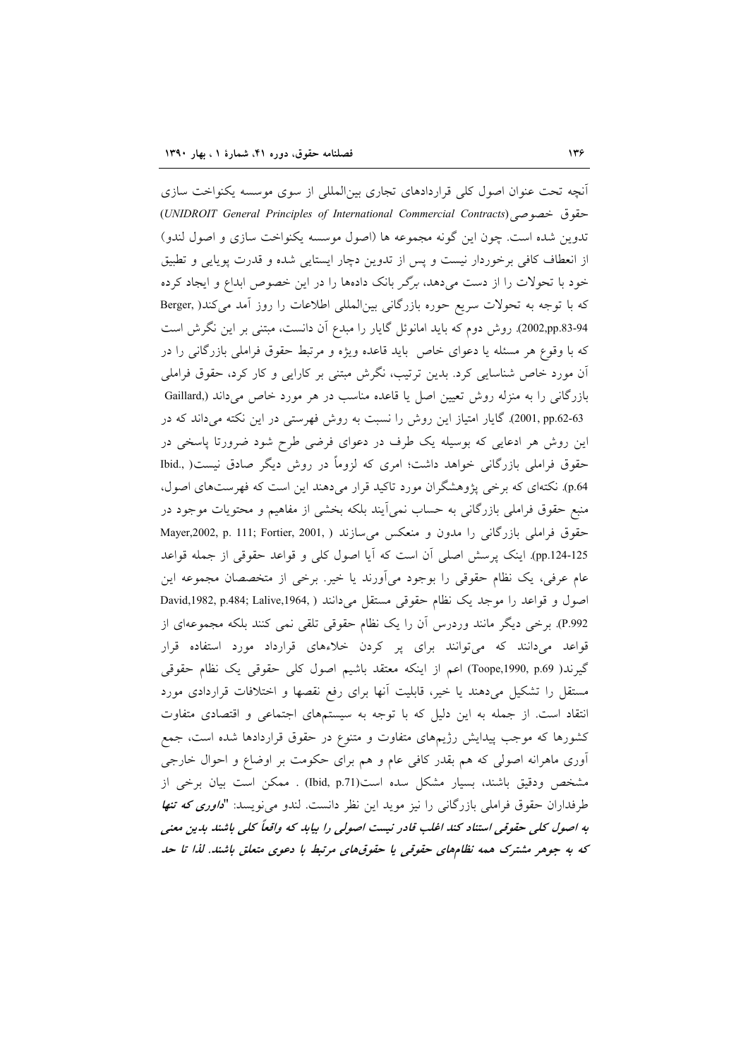آنچه تحت عنوان اصول کلی قراردادهای تجاری بین‌المللی از سوی موسسه یکنواخت سازی حقوق خصوصی(*UNIDROIT General Principles of International Commercial Contracts*) تدوین شده است. چون این گونه مجموعه ها (اصول موسسه یکنواخت سازی و اصول لندو) از انعطاف کافی برخوردار نیست و پس از تدوین دچار ایستایی شده و قدرت پویایی و تطبیق خود با تحولات را از دست می‌دهد، برگر بانک داده‌ها را در این خصوص ابداع و ایجاد کرده که با توجه به تحولات سریع حوره بازرگانی بین‌المللی اطلاعات را روز آمد می‌کند( Berger, 2002,pp.83-94). روش دوم که باید امانوئل گایار را مبدع آن دانست، مبتنی بر این نگرش است که با وقوع هر مسئله یا دعوای خاص باید قاعده ویژه و مرتبط حقوق فراملی بازرگانی را در آن مورد خاص شناسایی کرد. بدین ترتیب، نگرش مبتنی بر کارایی و کار کرد، حقوق فراملی بازرگانی را به منزله روش تعیین اصل یا قاعده مناسب در هر مورد خاص می‌داند (Gaillard, 2001, pp.62-63). گایار امتیاز این روش را نسبت به روش فهرستی در این نکته می‌داند که در این روش هر ادعایی که بوسیله یک طرف در دعوای فرضی طرح شود ضرورتا پاسخی در حقوق فراملی بازرگانی خواهد داشت؛ امری که لزوماً در روش دیگر صادق نیست( Ibid., p.64). نکته‌ای که برخی پژوهشگران مورد تاکید قرار می‌دهند این است که فهرست‌های اصول، منبع حقوق فراملی بازرگانی به حساب نمی‌آیند بلکه بخشی از مفاهیم و محتویات موجود در حقوق فراملی بازرگانی را مدون و منعکس می‌سازند ( Mayer,2002, p. 111; Fortier, 2001, pp.124-125). اینک پرسش اصلی آن است که آیا اصول کلی و قواعد حقوقی از جمله قواعد عام عرفی، یک نظام حقوقی را بوجود می‌آورند یا خیر. برخی از متخصصان مجموعه این اصول و قواعد را موجد یک نظام حقوقی مستقل می‌دانند ( David,1982, p.484; Lalive,1964, P.992). برخی دیگر مانند وردرس آن را یک نظام حقوقی تلقی نمی کنند بلکه مجموعه‌ای از قواعد می‌دانند که می‌توانند برای پر کردن خلاءهای قرارداد مورد استفاده قرار گیرند( Toope,1990, p.69) اعم از اینکه معتقد باشیم اصول کلی حقوقی یک نظام حقوقی مستقل را تشکیل می‌دهند یا خیر، قابلیت آنها برای رفع نقصها و اختلافات قراردادی مورد انتقاد است. از جمله به این دلیل که با توجه به سیستمهای اجتماعی و اقتصادی متفاوت کشورها که موجب پیدایش رژیمهای متفاوت و متنوع در حقوق قراردادها شده است، جمع آوری ماهرانه اصولی که هم بقدر کافی عام و هم برای حکومت بر اوضاع و احوال خارجی مشخص ودقیق باشند، بسیار مشکل سده است(Ibid, p.71) . ممکن است بیان برخی از طرفداران حقوق فراملی بازرگانی را نیز موید این نظر دانست. لندو می‌نویسد: "***داوری که تنها به اصول کلی حقوقی استناد کند اغلب قادر نیست اصولی را بیابد که واقعاً کلی باشند بدین معنی که به جوهر مشترک همه نظام‌های حقوقی یا حقوق‌های مرتبط با دعوی متعلق باشند. لذا تا حد***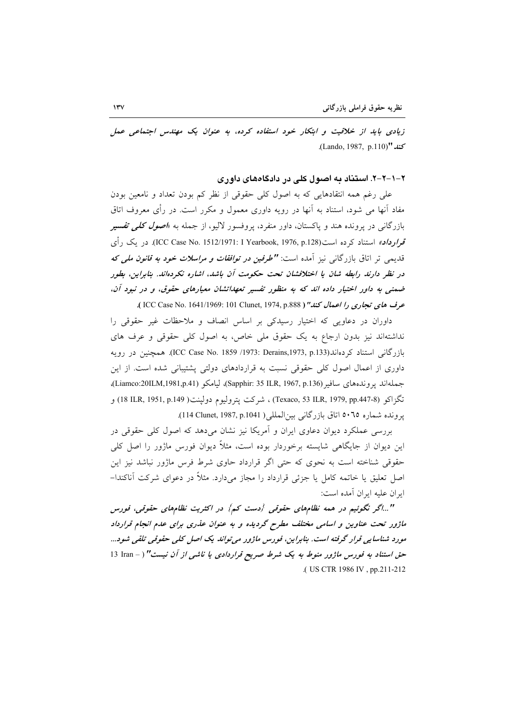***زیادی باید از خلاقیت و ابتکار خود استفاده کرده، به عنوان یک مهندس اجتماعی عمل کند"***(Lando, 1987, p.110).

### ۲-۱-۲-۲. استناد به اصول کلی در دادگاه‌های داوری

علی رغم همه انتقادهایی که به اصول کلی حقوقی از نظر کم بودن تعداد و نامعین بودن مفاد آنها می شود، استناد به آنها در رویه داوری معمول و مکرر است. در رأی معروف اتاق بازرگانی در پرونده هند و پاکستان، داور منفرد، پروفسور لالیو، از جمله به ***«اصول کلی تفسیر قرارداد»*** استناد کرده است(ICC Case No. 1512/1971: I Yearbook, 1976, p.128). در یک رأی قدیمی تر اتاق بازرگانی نیز آمده است: ***"طرفین در توافقات و مراسلات خود به قانون ملی که در نظر دارند رابطه شان یا اختلافشان تحت حکومت آن باشد، اشاره نکرده‌اند. بنابراین، بطور ضمنی به داور اختیار داده اند که به منظور تفسیر تعهداتشان معیارهای حقوق، و در نبود آن، عرف های تجاری را اعمال کند"*** ( ICC Case No. 1641/1969: 101 Clunet, 1974, p.888 ).

داوران در دعاویی که اختیار رسیدکی بر اساس انصاف و ملاحظات غیر حقوقی را نداشته‌اند نیز بدون ارجاع به یک حقوق ملی خاص، به اصول کلی حقوقی و عرف های بازرگانی استناد کرده‌اند(ICC Case No. 1859 /1973: Derains,1973, p.133). همچنین در رویه داوری از اعمال اصول کلی حقوقی نسبت به قراردادهای دولتی پشتیبانی شده است. از این جمله‌اند پرونده‌های سافیر(Sapphir: 35 ILR, 1967, p.136)، لیامکو (Liamco:20ILM,1981,p.41)، تگزاکو (Texaco, 53 ILR, 1979, pp.447-8) ، شرکت پترولیوم دولپنت( 18 ILR, 1951, p.149) و پرونده شماره ۵۰٦۵ اتاق بازرگانی بین‌المللی( 114 Clunet, 1987, p.1041).

بررسی عملکرد دیوان دعاوی ایران و آمریکا نیز نشان می‌دهد که اصول کلی حقوقی در این دیوان از جایگاهی شایسته برخوردار بوده است، مثلاً دیوان فورس ماژور را اصل کلی حقوقی شناخته است به نحوی که حتی اگر قرارداد حاوی شرط فرس ماژور نباشد نیز این اصل تعلیق یا خاتمه کامل یا جزئی قرارداد را مجاز می‌دارد. مثلاً در دعوای شرکت آناکندا- ایران علیه ایران آمده است:

***"...اگر نگوئیم در همه نظام‌های حقوقی (دست کم) در اکثریت نظام‌های حقوقی، فورس ماژور تحت عناوین و اسامی مختلف مطرح گردیده و به عنوان عذری برای عدم انجام قرارداد مورد شناسایی قرار گرفته است. بنابراین، فورس ماژور می‌تواند یک اصل کلی حقوقی تلقی شود... حق استناد به فورس ماژور منوط به یک شرط صریح قراردادی یا ناشی از آن نیست"*** ( 13 Iran – US CTR 1986 IV , pp.211-212 ).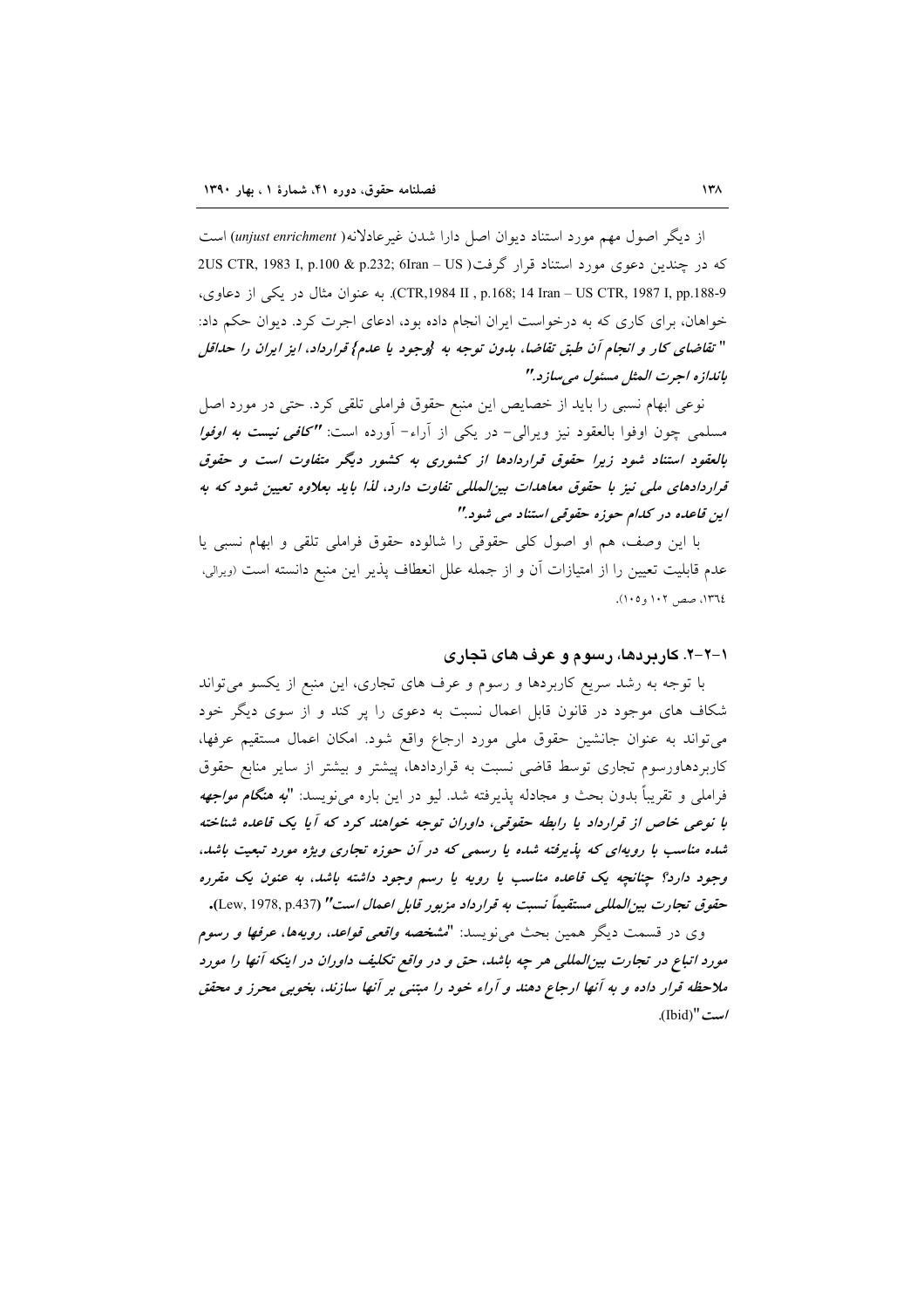از دیگر اصول مهم مورد استناد دیوان اصل دارا شدن غیرعادلانه( *unjust enrichment*) است که در چندین دعوی مورد استناد قرار گرفت( 2US CTR, 1983 I, p.100 & p.232; 6Iran – US CTR,1984 II , p.168; 14 Iran – US CTR, 1987 I, pp.188-9). به عنوان مثال در یکی از دعاوی، خواهان، برای کاری که به درخواست ایران انجام داده بود، ادعای اجرت کرد. دیوان حکم داد: ***" تقاضای کار و انجام آن طبق تقاضا، بدون توجه به {وجود یا عدم} قرارداد، ایز ایران را حداقل باندازه اجرت المثل مسئول می‌سازد."***

نوعی ابهام نسبی را باید از خصایص این منبع حقوق فراملی تلقی کرد. حتی در مورد اصل مسلمی چون اوفوا بالعقود نیز ویرالی- در یکی از آراء- آورده است: ***"کافی نیست به اوفوا بالعقود استناد شود زیرا حقوق قراردادها از کشوری به کشور دیگر متفاوت است و حقوق قراردادهای ملی نیز با حقوق معاهدات بین‌المللی تفاوت دارد، لذا باید بعلاوه تعیین شود که به این قاعده در کدام حوزه حقوقی استناد می شود."***

با این وصف، هم او اصول کلی حقوقی را شالوده حقوق فراملی تلقی و ابهام نسبی یا عدم قابلیت تعیین را از امتیازات آن و از جمله علل انعطاف پذیر این منبع دانسته است (ویرالی، ۱۳٦٤، صص ۱۰۲ و۱۰۵).

## ۱-۲-۲. کاربردها، رسوم و عرف های تجاری

با توجه به رشد سریع کاربردها و رسوم و عرف های تجاری، این منبع از یکسو می‌تواند شکاف های موجود در قانون قابل اعمال نسبت به دعوی را پر کند و از سوی دیگر خود می‌تواند به عنوان جانشین حقوق ملی مورد ارجاع واقع شود. امکان اعمال مستقیم عرفها، کاربردهاورسوم تجاری توسط قاضی نسبت به قراردادها، پیشتر و بیشتر از سایر منابع حقوق فراملی و تقریباً بدون بحث و مجادله پذیرفته شد. لیو در این باره می‌نویسد: ***"به هنگام مواجهه با نوعی خاص از قرارداد یا رابطه حقوقی، داوران توجه خواهند کرد که آیا یک قاعده شناخته شده مناسب با رویه‌ای که پذیرفته شده یا رسمی که در آن حوزه تجاری ویژه مورد تبعیت باشد، وجود دارد؟ چنانچه یک قاعده مناسب با رویه یا رسم وجود داشته باشد، به عنون یک مقرره حقوق تجارت بین‌المللی مستقیماً نسبت به قرارداد مزبور قابل اعمال است"*** (Lew, 1978, p.437).

وی در قسمت دیگر همین بحث می‌نویسد: ***"مشخصه واقعی قواعد، رویه‌ها، عرفها و رسوم مورد اتباع در تجارت بین‌المللی هر چه باشد، حق و در واقع تکلیف داوران در اینکه آنها را مورد ملاحظه قرار داده و به آنها ارجاع دهند و آراء خود را مبتنی بر آنها سازند، بخوبی محرز و محقق است"***(Ibid).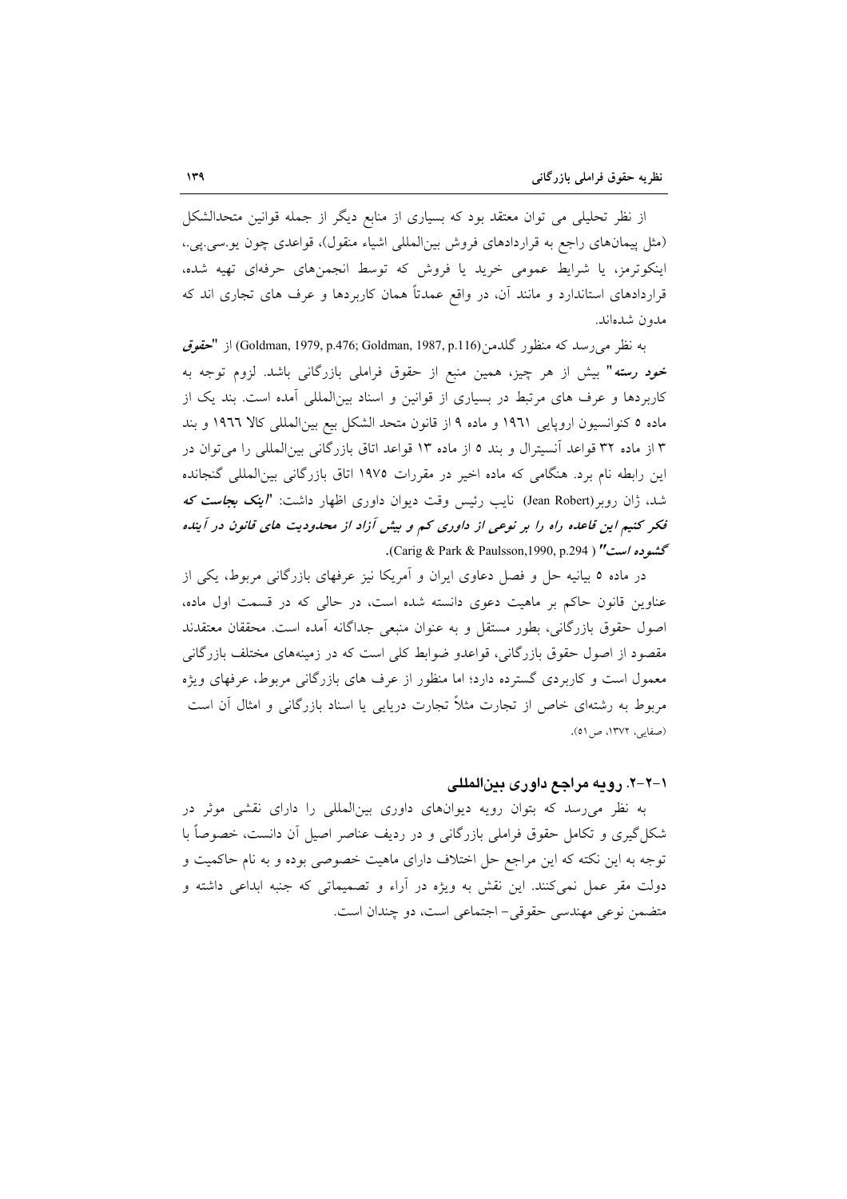از نظر تحلیلی می توان معتقد بود که بسیاری از منابع دیگر از جمله قوانین متحدالشکل (مثل پیمان‌های راجع به قراردادهای فروش بین‌المللی اشیاء منقول)، قواعدی چون یو.سی.پی.، اینکوترمز، یا شرایط عمومی خرید یا فروش که توسط انجمن‌های حرفه‌ای تهیه شده، قراردادهای استاندارد و مانند آن، در واقع عمدتاً همان کاربردها و عرف های تجاری اند که مدون شده‌اند.

به نظر می‌رسد که منظور گلدمن(Goldman, 1979, p.476; Goldman, 1987, p.116) از "***حقوق خود رسته***" بیش از هر چیز، همین منبع از حقوق فراملی بازرگانی باشد. لزوم توجه به کاربردها و عرف های مرتبط در بسیاری از قوانین و اسناد بین‌المللی آمده است. بند یک از ماده ٥ کنوانسیون اروپایی ١٩٦١ و ماده ٩ از قانون متحد الشکل بیع بین‌المللی کالا ١٩٦٦ و بند ٣ از ماده ٣٢ قواعد آنسیترال و بند ٥ از ماده ١٣ قواعد اتاق بازرگانی بین‌المللی را می‌توان در این رابطه نام برد. هنگامی که ماده اخیر در مقررات ١٩٧٥ اتاق بازرگانی بین‌المللی گنجانده شد، ژان روبر(Jean Robert) نایب رئیس وقت دیوان داوری اظهار داشت: "***اینک بجاست که فکر کنیم این قاعده راه را بر نوعی از داوری کم و بیش آزاد از محدودیت های قانون در آینده گشوده است***" (Carig & Park & Paulsson,1990, p.294 ).

در ماده ٥ بیانیه حل و فصل دعاوی ایران و آمریکا نیز عرفهای بازرگانی مربوط، یکی از عناوین قانون حاکم بر ماهیت دعوی دانسته شده است، در حالی که در قسمت اول ماده، اصول حقوق بازرگانی، بطور مستقل و به عنوان منبعی جداگانه آمده است. محققان معتقدند مقصود از اصول حقوق بازرگانی، قواعدو ضوابط کلی است که در زمینه‌های مختلف بازرگانی معمول است و کاربردی گسترده دارد؛ اما منظور از عرف های بازرگانی مربوط، عرفهای ویژه مربوط به رشته‌ای خاص از تجارت مثلاً تجارت دریایی یا اسناد بازرگانی و امثال آن است (صفایی، ١٣٧٢، ص٥١).

### ١-٢-٢. رویه مراجع داوری بین‌المللی

به نظر می‌رسد که بتوان رویه دیوان‌های داوری بین‌المللی را دارای نقشی موثر در شکل‌گیری و تکامل حقوق فراملی بازرگانی و در ردیف عناصر اصیل آن دانست، خصوصاً با توجه به این نکته که این مراجع حل اختلاف دارای ماهیت خصوصی بوده و به نام حاکمیت و دولت مقر عمل نمی‌کنند. این نقش به ویژه در آراء و تصمیماتی که جنبه ابداعی داشته و متضمن نوعی مهندسی حقوقی- اجتماعی است، دو چندان است.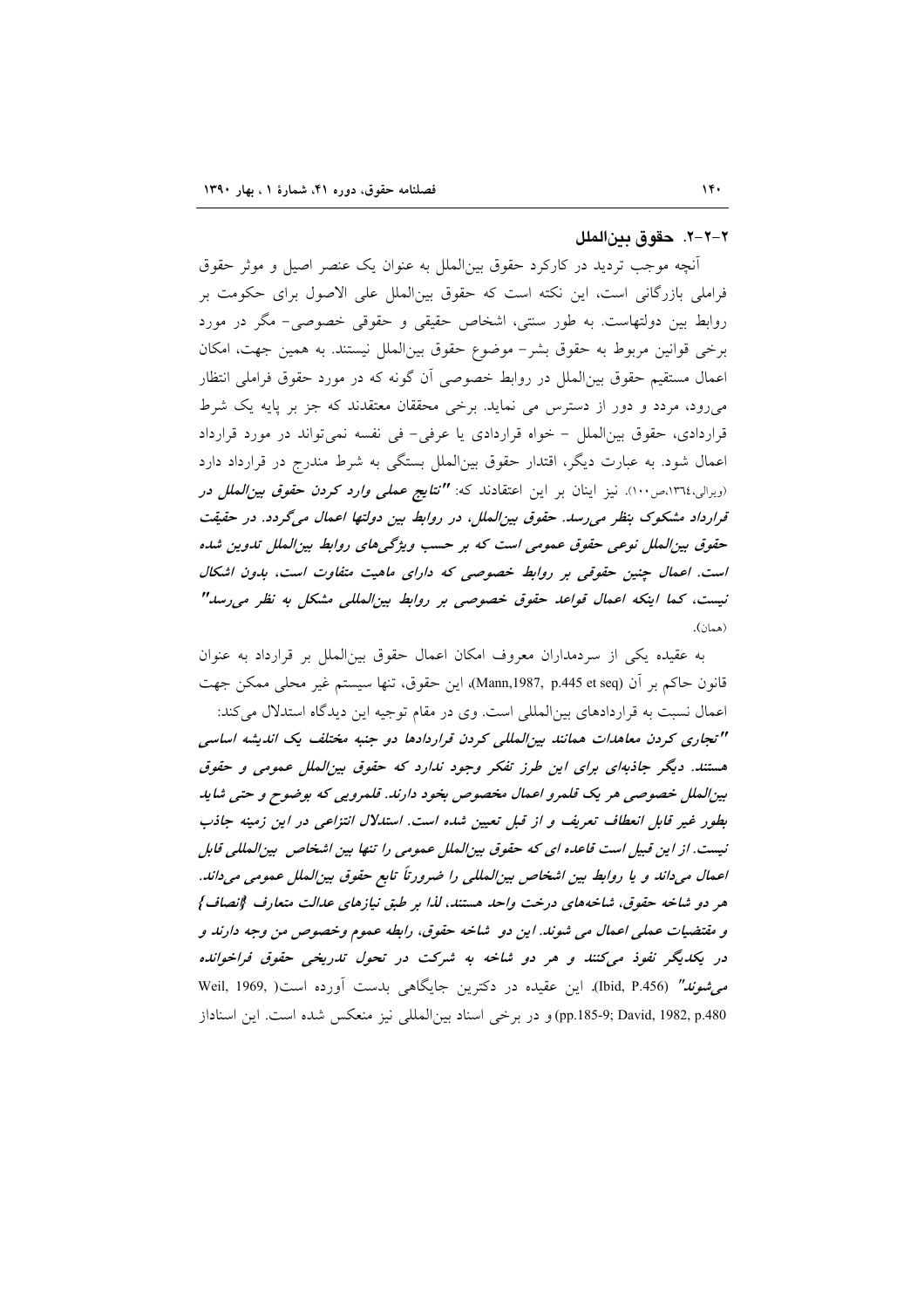### ۲-۲-۲. حقوق بین‌الملل

آنچه موجب تردید در کارکرد حقوق بین‌الملل به عنوان یک عنصر اصیل و موثر حقوق فراملی بازرگانی است، این نکته است که حقوق بین‌الملل علی الاصول برای حکومت بر روابط بین دولتهاست. به طور سنتی، اشخاص حقیقی و حقوقی خصوصی- مگر در مورد برخی قوانین مربوط به حقوق بشر- موضوع حقوق بین‌الملل نیستند. به همین جهت، امکان اعمال مستقیم حقوق بین‌الملل در روابط خصوصی آن گونه که در مورد حقوق فراملی انتظار می‌رود، مردد و دور از دسترس می نماید. برخی محققان معتقدند که جز بر پایه یک شرط قراردادی، حقوق بین‌الملل - خواه قراردادی یا عرفی- فی نفسه نمی‌تواند در مورد قرارداد اعمال شود. به عبارت دیگر، اقتدار حقوق بین‌الملل بستگی به شرط مندرج در قرارداد دارد (ویرالی،۱۳٦٤،ص۱۰۰). نیز اینان بر این اعتقادند که: ***"نتایج عملی وارد کردن حقوق بین‌الملل در قرارداد مشکوک بنظر می‌رسد. حقوق بین‌الملل، در روابط بین دولتها اعمال می‌گردد. در حقیقت حقوق بین‌الملل نوعی حقوق عمومی است که بر حسب ویژگی‌های روابط بین‌الملل تدوین شده است. اعمال چنین حقوقی بر روابط خصوصی که دارای ماهیت متفاوت است، بدون اشکال نیست، کما اینکه اعمال قواعد حقوق خصوصی بر روابط بین‌المللی مشکل به نظر می‌رسد"*** (همان).

به عقیده یکی از سردمداران معروف امکان اعمال حقوق بین‌الملل بر قرارداد به عنوان قانون حاکم بر آن (Mann,1987, p.445 et seq)، این حقوق، تنها سیستم غیر محلی ممکن جهت اعمال نسبت به قراردادهای بین‌المللی است. وی در مقام توجیه این دیدگاه استدلال می‌کند: ***"تجاری کردن معاهدات همانند بین‌المللی کردن قراردادها دو جنبه مختلف یک اندیشه اساسی هستند. دیگر جاذبه‌ای برای این طرز تفکر وجود ندارد که حقوق بین‌الملل عمومی و حقوق بین‌الملل خصوصی هر یک قلمرو اعمال مخصوص بخود دارند. قلمرویی که بوضوح و حتی شاید بطور غیر قابل انعطاف تعریف و از قبل تعیین شده است. استدلال انتزاعی در این زمینه جاذب نیست. از این قبیل است قاعده ای که حقوق بین‌الملل عمومی را تنها بین اشخاص بین‌المللی قابل اعمال می‌داند و یا روابط بین اشخاص بین‌المللی را ضرورتاً تابع حقوق بین‌الملل عمومی می‌داند. هر دو شاخه حقوق، شاخه‌های درخت واحد هستند، لذا بر طبق نیازهای عدالت متعارف {انصاف} و مقتضیات عملی اعمال می شوند. این دو شاخه حقوق، رابطه عموم وخصوص من وجه دارند و در یکدیگر نفوذ می‌کنند و هر دو شاخه به شرکت در تحول تدریجی حقوق فراخوانده می‌شوند"*** (Ibid, P.456). این عقیده در دکترین جایگاهی بدست آورده است( ,Weil, 1969 pp.185-9; David, 1982, p.480) و در برخی اسناد بین‌المللی نیز منعکس شده است. این اسناداز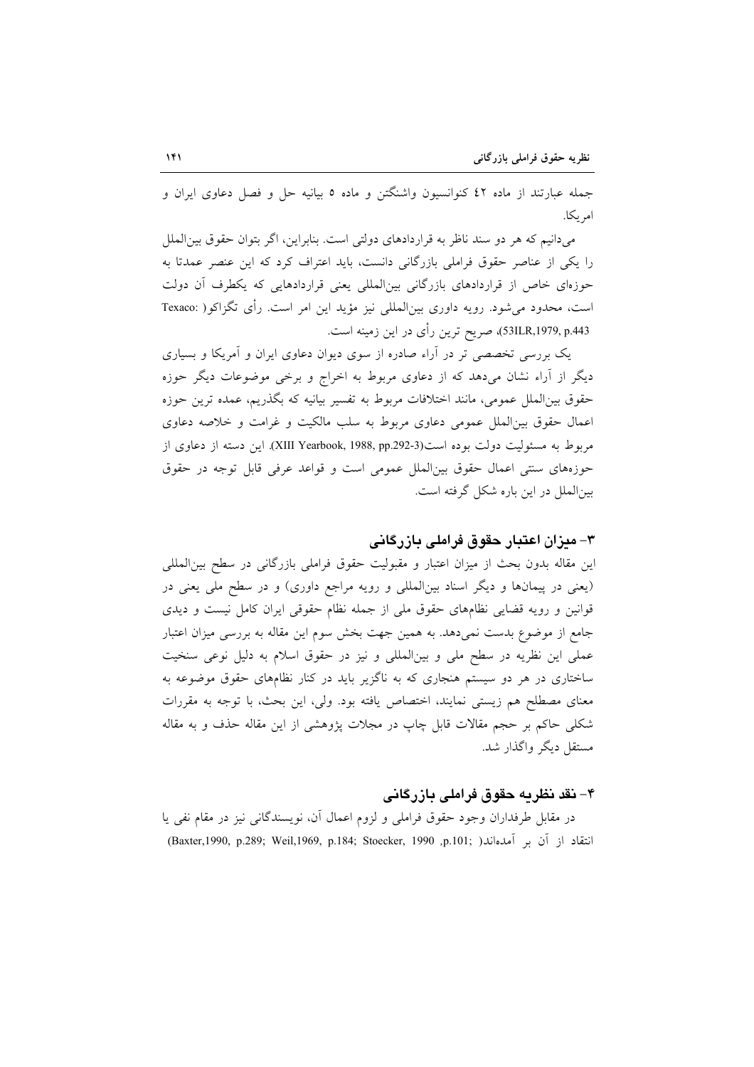جمله عبارتند از ماده ٤٢ کنوانسیون واشنگتن و ماده ٥ بیانیه حل و فصل دعاوی ایران و امریکا.

می‌دانیم که هر دو سند ناظر به قراردادهای دولتی است. بنابراین، اگر بتوان حقوق بین‌الملل را یکی از عناصر حقوق فراملی بازرگانی دانست، باید اعتراف کرد که این عنصر عمدتا به حوزه‌ای خاص از قراردادهای بازرگانی بین‌المللی یعنی قراردادهایی که یکطرف آن دولت است، محدود می‌شود. رویه داوری بین‌المللی نیز مؤید این امر است. رأی تگزاکو( Texaco: 53ILR,1979, p.443)، صریح ترین رأی در این زمینه است.

یک بررسی تخصصی تر در آراء صادره از سوی دیوان دعاوی ایران و آمریکا و بسیاری دیگر از آراء نشان می‌دهد که از دعاوی مربوط به اخراج و برخی موضوعات دیگر حوزه حقوق بین‌الملل عمومی، مانند اختلافات مربوط به تفسیر بیانیه که بگذریم، عمده ترین حوزه اعمال حقوق بین‌الملل عمومی دعاوی مربوط به سلب مالکیت و غرامت و خلاصه دعاوی مربوط به مسئولیت دولت بوده است(XIII Yearbook, 1988, pp.292-3). این دسته از دعاوی از حوزه‌های سنتی اعمال حقوق بین‌الملل عمومی است و قواعد عرفی قابل توجه در حقوق بین‌الملل در این باره شکل گرفته است.

## ٣- میزان اعتبار حقوق فراملی بازرگانی

این مقاله بدون بحث از میزان اعتبار و مقبولیت حقوق فراملی بازرگانی در سطح بین‌المللی (یعنی در پیمان‌ها و دیگر اسناد بین‌المللی و رویه مراجع داوری) و در سطح ملی یعنی در قوانین و رویه قضایی نظام‌های حقوق ملی از جمله نظام حقوقی ایران کامل نیست و دیدی جامع از موضوع بدست نمی‌دهد. به همین جهت بخش سوم این مقاله به بررسی میزان اعتبار عملی این نظریه در سطح ملی و بین‌المللی و نیز در حقوق اسلام به دلیل نوعی سنخیت ساختاری در هر دو سیستم هنجاری که به ناگزیر باید در کنار نظام‌های حقوق موضوعه به معنای مصطلح هم زیستی نمایند، اختصاص یافته بود. ولی، این بحث، با توجه به مقررات شکلی حاکم بر حجم مقالات قابل چاپ در مجلات پژوهشی از این مقاله حذف و به مقاله مستقل دیگر واگذار شد.

## ٤- نقد نظریه حقوق فراملی بازرگانی

در مقابل طرفداران وجود حقوق فراملی و لزوم اعمال آن، نویسندگانی نیز در مقام نفی یا انتقاد از آن بر آمده‌اند( Baxter,1990, p.289; Weil,1969, p.184; Stoecker, 1990 ,p.101;)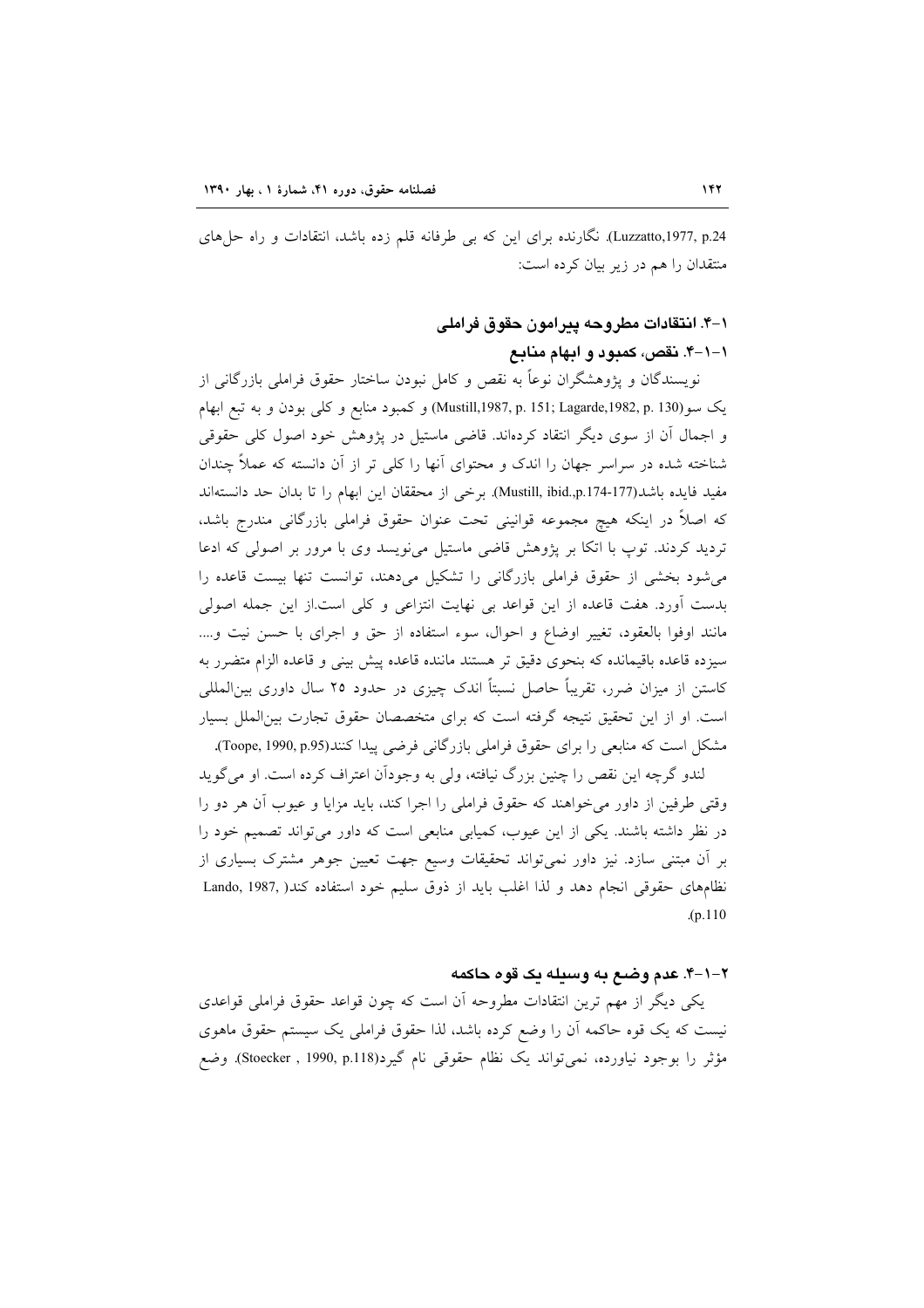Luzzatto,1977, p.24). نگارنده برای این که بی طرفانه قلم زده باشد، انتقادات و راه حل‌های منتقدان را هم در زیر بیان کرده است:

## ۱-۴. انتقادات مطروحه پیرامون حقوق فراملی

### ۱-۱-۴. نقص، کمبود و ابهام منابع

نویسندگان و پژوهشگران نوعاً به نقص و کامل نبودن ساختار حقوق فراملی بازرگانی از یک سو(Mustill,1987, p. 151; Lagarde,1982, p. 130) و کمبود منابع و کلی بودن و به تبع ابهام و اجمال آن از سوی دیگر انتقاد کرده‌اند. قاضی ماستیل در پژوهش خود اصول کلی حقوقی شناخته شده در سراسر جهان را اندک و محتوای آنها را کلی تر از آن دانسته که عملاً چندان مفید فایده باشد(Mustill, ibid.,p.174-177). برخی از محققان این ابهام را تا بدان حد دانسته‌اند که اصلاً در اینکه هیچ مجموعه قوانینی تحت عنوان حقوق فراملی بازرگانی مندرج باشد، تردید کردند. توپ با اتکا بر پژوهش قاضی ماستیل می‌نویسد وی با مرور بر اصولی که ادعا می‌شود بخشی از حقوق فراملی بازرگانی را تشکیل می‌دهند، توانست تنها بیست قاعده را بدست آورد. هفت قاعده از این قواعد بی نهایت انتزاعی و کلی است.از این جمله اصولی مانند اوفوا بالعقود، تغییر اوضاع و احوال، سوء استفاده از حق و اجرای با حسن نیت و.... سیزده قاعده باقیمانده که بنحوی دقیق تر هستند مانند قاعده پیش بینی و قاعده الزام متضرر به کاستن از میزان ضرر، تقریباً حاصل نسبتاً اندک چیزی در حدود ۲۵ سال داوری بین‌المللی است. او از این تحقیق نتیجه گرفته است که برای متخصصان حقوق تجارت بین‌الملل بسیار مشکل است که منابعی را برای حقوق فراملی بازرگانی فرضی پیدا کنند(Toope, 1990, p.95).

لندو گرچه این نقص را چنین بزرگ نیافته، ولی به وجودآن اعتراف کرده است. او می‌گوید وقتی طرفین از داور می‌خواهند که حقوق فراملی را اجرا کند، باید مزایا و عیوب آن هر دو را در نظر داشته باشند. یکی از این عیوب، کمیابی منابعی است که داور می‌تواند تصمیم خود را بر آن مبتنی سازد. نیز داور نمی‌تواند تحقیقات وسیع جهت تعیین جوهر مشترک بسیاری از نظام‌های حقوقی انجام دهد و لذا اغلب باید از ذوق سلیم خود استفاده کند( Lando, 1987, p.110).

### ۲-۱-۴. عدم وضع به وسیله یک قوه حاکمه

یکی دیگر از مهم ترین انتقادات مطروحه آن است که چون قواعد حقوق فراملی قواعدی نیست که یک قوه حاکمه آن را وضع کرده باشد، لذا حقوق فراملی یک سیستم حقوق ماهوی مؤثر را بوجود نیاورده، نمی‌تواند یک نظام حقوقی نام گیرد(Stoecker , 1990, p.118). وضع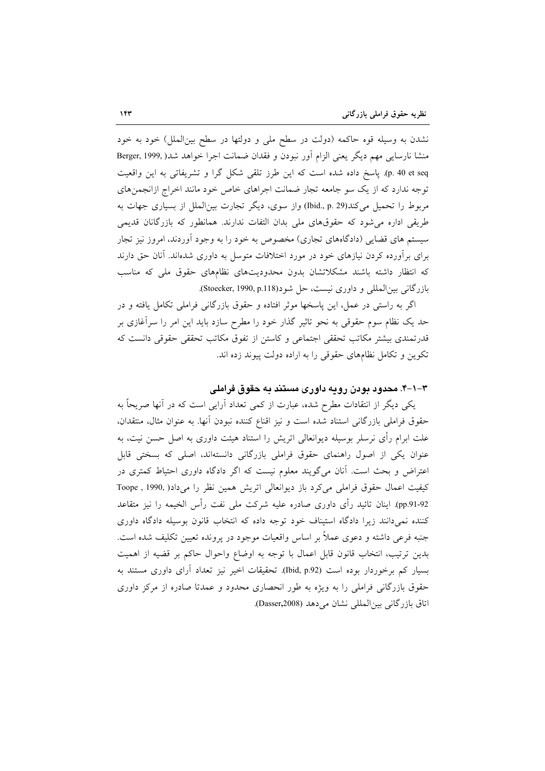نشدن به وسیله قوه حاکمه (دولت در سطح ملی و دولتها در سطح بین‌الملل) خود به خود منشا نارسایی مهم دیگر یعنی الزام آور نبودن و فقدان ضمانت اجرا خواهد شد( Berger, 1999, p. 40 et seq). پاسخ داده شده است که این طرز تلقی شکل گرا و تشریفاتی به این واقعیت توجه ندارد که از یک سو جامعه تجار ضمانت اجراهای خاص خود مانند اخراج ازانجمن‌های مربوط را تحمیل می‌کند(Ibid., p. 29) واز سوی، دیگر تجارت بین‌الملل از بسیاری جهات به طریقی اداره می‌شود که حقوق‌های ملی بدان التفات ندارند. همانطور که بازرگانان قدیمی سیستم های قضایی (دادگاه‌های تجاری) مخصوص به خود را به وجود آوردند، امروز نیز تجار برای برآورده کردن نیازهای خود در مورد اختلافات متوسل به داوری شده‌اند. آنان حق دارند که انتظار داشته باشند مشکلاتشان بدون محدودیت‌های نظام‌های حقوق ملی که مناسب بازرگانی بین‌المللی و داوری نیست، حل شود(Stoecker, 1990, p.118).

اگر به راستی در عمل، این پاسخها موثر افتاده و حقوق بازرگانی فراملی تکامل یافته و در حد یک نظام سوم حقوقی به نحو تاثیر گذار خود را مطرح سازد باید این امر را سرآغازی بر قدرتمندی بیشتر مکاتب تحققی اجتماعی و کاستن از تفوق مکاتب تحققی حقوقی دانست که تکوین و تکامل نظام‌های حقوقی را به اراده دولت پیوند زده اند.

### ۳-۱-۴. محدود بودن رویه داوری مستند به حقوق فراملی

یکی دیگر از انتقادات مطرح شده، عبارت از کمی تعداد آرایی است که در آنها صریحاً به حقوق فراملی بازرگانی استناد شده است و نیز اقناع کننده نبودن آنها. به عنوان مثال، منتقدان، علت ابرام رأی نرسلر بوسیله دیوانعالی اتریش را استناد هیئت داوری به اصل حسن نیت، به عنوان یکی از اصول راهنمای حقوق فراملی بازرگانی دانسته‌اند، اصلی که بسختی قابل اعتراض و بحث است. آنان می‌گویند معلوم نیست که اگر دادگاه داوری احتیاط کمتری در کیفیت اعمال حقوق فراملی می‌کرد باز دیوانعالی اتریش همین نظر را می‌داد( Toope , 1990, pp.91-92). اینان تائید رأی داوری صادره علیه شرکت ملی نفت رأس الخیمه را نیز متقاعد کننده نمی‌دانند زیرا دادگاه استیناف خود توجه داده که انتخاب قانون بوسیله دادگاه داوری جنبه فرعی داشته و دعوی عملاً بر اساس واقعیات موجود در پرونده تعیین تکلیف شده است. بدین ترتیب، انتخاب قانون قابل اعمال با توجه به اوضاع واحوال حاکم بر قضیه از اهمیت بسیار کم برخوردار بوده است (Ibid, p.92). تحقیقات اخیر نیز تعداد آرای داوری مستند به حقوق بازرگانی فراملی را به ویژه به طور انحصاری محدود و عمدتا صادره از مرکز داوری اتاق بازرگانی بین‌المللی نشان می‌دهد (Dasser,2008).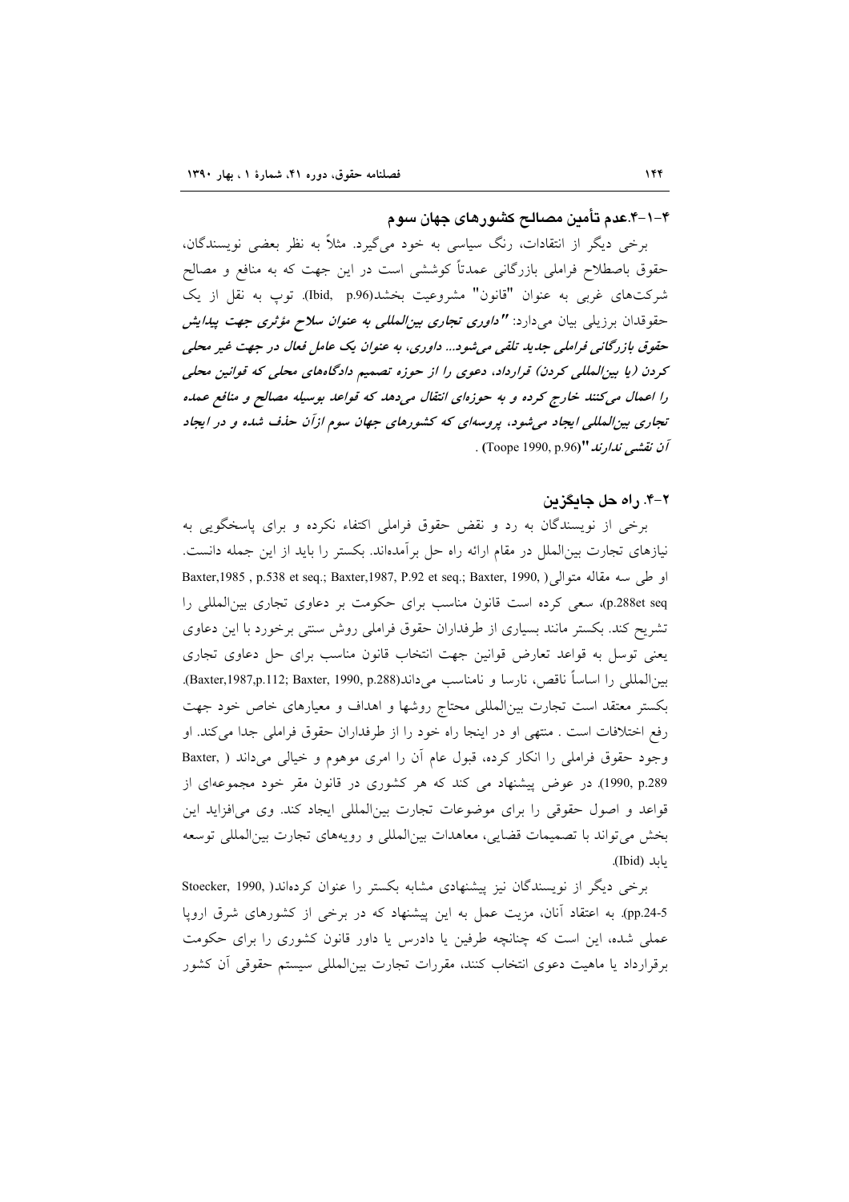### ۴-۱-۴.عدم تأمین مصالح کشورهای جهان سوم

برخی دیگر از انتقادات، رنگ سیاسی به خود می‌گیرد. مثلاً به نظر بعضی نویسندگان، حقوق باصطلاح فراملی بازرگانی عمدتاً کوششی است در این جهت که به منافع و مصالح شرکت‌های غربی به عنوان "قانون" مشروعیت بخشد(Ibid, p.96). توپ به نقل از یک حقوقدان برزیلی بیان می‌دارد: ***"داوری تجاری بین‌المللی به عنوان سلاح مؤثری جهت پیدایش حقوق بازرگانی فراملی جدید تلقی می‌شود... داوری، به عنوان یک عامل فعال در جهت غیر محلی کردن (یا بین‌المللی کردن) قرارداد، دعوی را از حوزه تصمیم دادگاه‌های محلی که قوانین محلی را اعمال می‌کنند خارج کرده و به حوزه‌ای انتقال می‌دهد که قواعد بوسیله مصالح و منافع عمده تجاری بین‌المللی ایجاد می‌شود، پروسه‌ای که کشورهای جهان سوم ازآن حذف شده و در ایجاد آن نقشی ندارند"***(Toope 1990, p.96) .

### ۴-۲. راه حل جایگزین

برخی از نویسندگان به رد و نقض حقوق فراملی اکتفاء نکرده و برای پاسخگویی به نیازهای تجارت بین‌الملل در مقام ارائه راه حل برآمده‌اند. بکستر را باید از این جمله دانست. او طی سه مقاله متوالی( Baxter,1985 , p.538 et seq.; Baxter,1987, P.92 et seq.; Baxter, 1990, p.288et seq)، سعی کرده است قانون مناسب برای حکومت بر دعاوی تجاری بین‌المللی را تشریح کند. بکستر مانند بسیاری از طرفداران حقوق فراملی روش سنتی برخورد با این دعاوی یعنی توسل به قواعد تعارض قوانین جهت انتخاب قانون مناسب برای حل دعاوی تجاری بین‌المللی را اساساً ناقص، نارسا و نامناسب می‌داند(Baxter,1987,p.112; Baxter, 1990, p.288). بکستر معتقد است تجارت بین‌المللی محتاج روشها و اهداف و معیارهای خاص خود جهت رفع اختلافات است . منتهی او در اینجا راه خود را از طرفداران حقوق فراملی جدا می‌کند. او وجود حقوق فراملی را انکار کرده، قبول عام آن را امری موهوم و خیالی می‌داند ( Baxter, 1990, p.289). در عوض پیشنهاد می کند که هر کشوری در قانون مقر خود مجموعه‌ای از قواعد و اصول حقوقی را برای موضوعات تجارت بین‌المللی ایجاد کند. وی می‌افزاید این بخش می‌تواند با تصمیمات قضایی، معاهدات بین‌المللی و رویه‌های تجارت بین‌المللی توسعه یابد (Ibid).

برخی دیگر از نویسندگان نیز پیشنهادی مشابه بکستر را عنوان کرده‌اند( Stoecker, 1990, pp.24-5). به اعتقاد آنان، مزیت عمل به این پیشنهاد که در برخی از کشورهای شرق اروپا عملی شده، این است که چنانچه طرفین یا دادرس یا داور قانون کشوری را برای حکومت برقرارداد یا ماهیت دعوی انتخاب کنند، مقررات تجارت بین‌المللی سیستم حقوقی آن کشور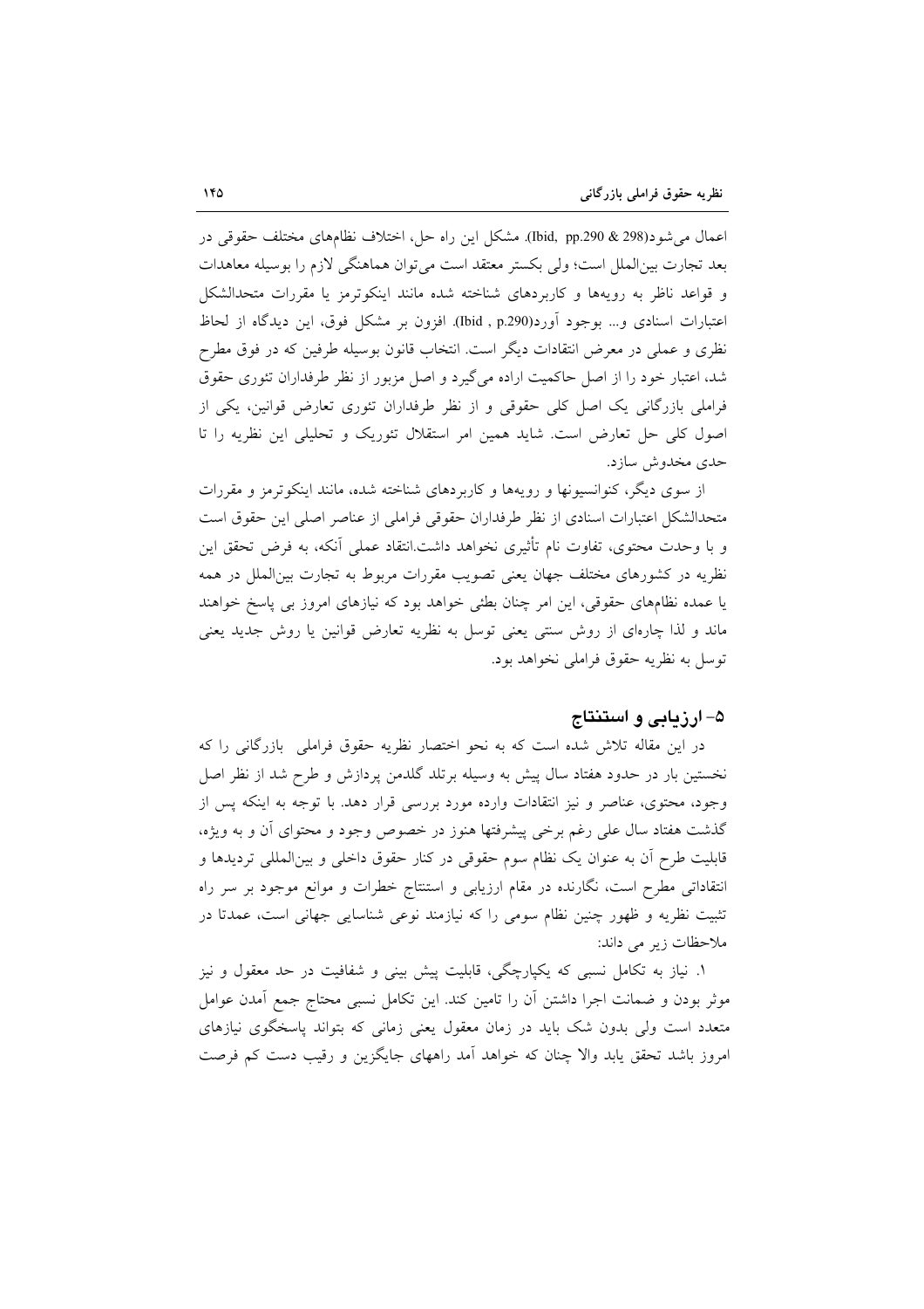اعمال می‌شود(Ibid, pp.290 & 298). مشکل این راه حل، اختلاف نظامهای مختلف حقوقی در بعد تجارت بین‌الملل است؛ ولی بکستر معتقد است می‌توان هماهنگی لازم را بوسیله معاهدات و قواعد ناظر به رویه‌ها و کاربردهای شناخته شده مانند اینکوترمز یا مقررات متحدالشکل اعتبارات اسنادی و... بوجود آورد(Ibid , p.290). افزون بر مشکل فوق، این دیدگاه از لحاظ نظری و عملی در معرض انتقادات دیگر است. انتخاب قانون بوسیله طرفین که در فوق مطرح شد، اعتبار خود را از اصل حاکمیت اراده می‌گیرد و اصل مزبور از نظر طرفداران تئوری حقوق فراملی بازرگانی یک اصل کلی حقوقی و از نظر طرفداران تئوری تعارض قوانین، یکی از اصول کلی حل تعارض است. شاید همین امر استقلال تئوریک و تحلیلی این نظریه را تا حدی مخدوش سازد.

از سوی دیگر، کنوانسیونها و رویه‌ها و کاربردهای شناخته شده، مانند اینکوترمز و مقررات متحدالشکل اعتبارات اسنادی از نظر طرفداران حقوقی فراملی از عناصر اصلی این حقوق است و با وحدت محتوی، تفاوت نام تأثیری نخواهد داشت.انتقاد عملی آنکه، به فرض تحقق این نظریه در کشورهای مختلف جهان یعنی تصویب مقررات مربوط به تجارت بین‌الملل در همه یا عمده نظامهای حقوقی، این امر چنان بطئی خواهد بود که نیازهای امروز بی پاسخ خواهند ماند و لذا چاره‌ای از روش سنتی یعنی توسل به نظریه تعارض قوانین یا روش جدید یعنی توسل به نظریه حقوق فراملی نخواهد بود.

## ۵- ارزیابی و استنتاج

در این مقاله تلاش شده است که به نحو اختصار نظریه حقوق فراملی بازرگانی را که نخستین بار در حدود هفتاد سال پیش به وسیله برتلد گلدمن پردازش و طرح شد از نظر اصل وجود، محتوی، عناصر و نیز انتقادات وارده مورد بررسی قرار دهد. با توجه به اینکه پس از گذشت هفتاد سال علی رغم برخی پیشرفتها هنوز در خصوص وجود و محتوای آن و به ویژه، قابلیت طرح آن به عنوان یک نظام سوم حقوقی در کنار حقوق داخلی و بین‌المللی تردیدها و انتقاداتی مطرح است، نگارنده در مقام ارزیابی و استنتاج خطرات و موانع موجود بر سر راه تثبیت نظریه و ظهور چنین نظام سومی را که نیازمند نوعی شناسایی جهانی است، عمدتا در ملاحظات زیر می داند:

۱. نیاز به تکامل نسبی که یکپارچگی، قابلیت پیش بینی و شفافیت در حد معقول و نیز موثر بودن و ضمانت اجرا داشتن آن را تامین کند. این تکامل نسبی محتاج جمع آمدن عوامل متعدد است ولی بدون شک باید در زمان معقول یعنی زمانی که بتواند پاسخگوی نیازهای امروز باشد تحقق یابد والا چنان که خواهد آمد راههای جایگزین و رقیب دست کم فرصت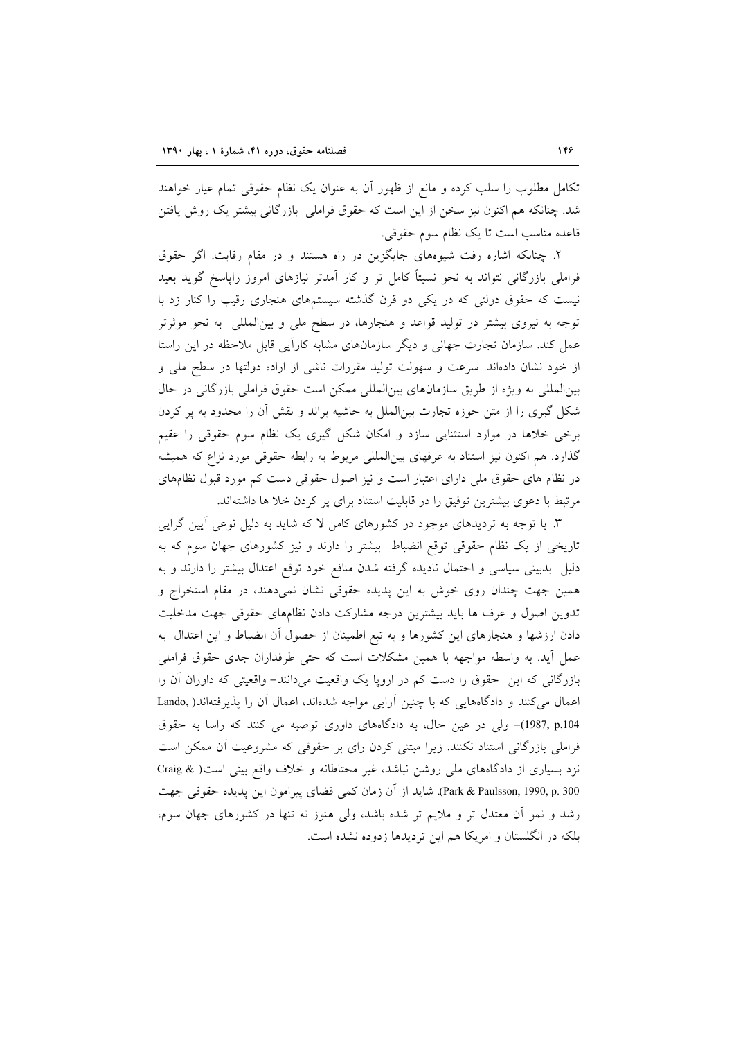تکامل مطلوب را سلب کرده و مانع از ظهور آن به عنوان یک نظام حقوقی تمام عیار خواهند شد. چنانکه هم اکنون نیز سخن از این است که حقوق فراملی بازرگانی بیشتر یک روش یافتن قاعده مناسب است تا یک نظام سوم حقوقی.

۲. چنانکه اشاره رفت شیوه‌های جایگزین در راه هستند و در مقام رقابت. اگر حقوق فراملی بازرگانی نتواند به نحو نسبتاً کامل تر و کار آمدتر نیازهای امروز راپاسخ گوید بعید نیست که حقوق دولتی که در یکی دو قرن گذشته سیستم‌های هنجاری رقیب را کنار زد با توجه به نیروی بیشتر در تولید قواعد و هنجارها، در سطح ملی و بین‌المللی به نحو موثرتر عمل کند. سازمان تجارت جهانی و دیگر سازمان‌های مشابه کارآیی قابل ملاحظه در این راستا از خود نشان داده‌اند. سرعت و سهولت تولید مقررات ناشی از اراده دولتها در سطح ملی و بین‌المللی به ویژه از طریق سازمان‌های بین‌المللی ممکن است حقوق فراملی بازرگانی در حال شکل گیری را از متن حوزه تجارت بین‌الملل به حاشیه براند و نقش آن را محدود به پر کردن برخی خلاها در موارد استثنایی سازد و امکان شکل گیری یک نظام سوم حقوقی را عقیم گذارد. هم اکنون نیز استناد به عرفهای بین‌المللی مربوط به رابطه حقوقی مورد نزاع که همیشه در نظام های حقوق ملی دارای اعتبار است و نیز اصول حقوقی دست کم مورد قبول نظام‌های مرتبط با دعوی بیشترین توفیق را در قابلیت استناد برای پر کردن خلا ها داشته‌اند.

۳. با توجه به تردیدهای موجود در کشورهای کامن لا که شاید به دلیل نوعی آیین گرایی تاریخی از یک نظام حقوقی توقع انضباط بیشتر را دارند و نیز کشورهای جهان سوم که به دلیل بدبینی سیاسی و احتمال نادیده گرفته شدن منافع خود توقع اعتدال بیشتر را دارند و به همین جهت چندان روی خوش به این پدیده حقوقی نشان نمی‌دهند، در مقام استخراج و تدوین اصول و عرف ها باید بیشترین درجه مشارکت دادن نظام‌های حقوقی جهت مدخلیت دادن ارزشها و هنجارهای این کشورها و به تبع اطمینان از حصول آن انضباط و این اعتدال به عمل آید. به واسطه مواجهه با همین مشکلات است که حتی طرفداران جدی حقوق فراملی بازرگانی که این حقوق را دست کم در اروپا یک واقعیت می‌دانند- واقعیتی که داوران آن را اعمال می‌کنند و دادگاه‌هایی که با چنین آرایی مواجه شده‌اند، اعمال آن را پذیرفته‌اند( Lando, 1987, p.104)- ولی در عین حال، به دادگاه‌های داوری توصیه می کنند که راسا به حقوق فراملی بازرگانی استناد نکنند. زیرا مبتنی کردن رای بر حقوقی که مشروعیت آن ممکن است نزد بسیاری از دادگاه‌های ملی روشن نباشد، غیر محتاطانه و خلاف واقع بینی است( Craig & Park & Paulsson, 1990, p. 300). شاید از آن زمان کمی فضای پیرامون این پدیده حقوقی جهت رشد و نمو آن معتدل تر و ملایم تر شده باشد، ولی هنوز نه تنها در کشورهای جهان سوم، بلکه در انگلستان و امریکا هم این تردیدها زدوده نشده است.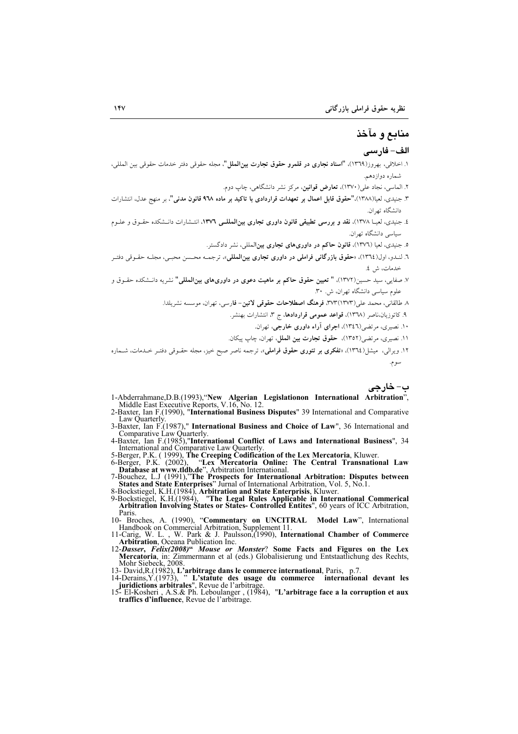## منابع و مآخذ

### الف- فارسی

۱. اخلاقی، بهروز(۱۳۶۹)، "**اسناد تجاری در قلمرو حقوق تجارت بین‌الملل**"، مجله حقوقی دفتر خدمات حقوقی بین المللی، شماره دوازدهم.

۲. الماسی، نجاد علی(۱۳۷۰)، **تعارض قوانین**، مرکز نشر دانشگاهی، چاپ دوم.

۳. جنیدی، لعیا(۱۳۸۸)،"**حقوق قابل اعمال بر تعهدات قراردادی با تاکید بر ماده ۹۶۸ قانون مدنی**"، بر منهج عدل، انتشارات دانشگاه تهران.

۴. جنیدی، لعیا ۱۳۷۸)، **نقد و بررسی تطبیقی قانون داوری تجاری بین‌المللی ۱۳۷۶**، انتشارات دانشکده حقوق و علوم سیاسی دانشگاه تهران.

۵. جنیدی، لعیا (۱۳۷۶)، **قانون حاکم در داوری‌های تجاری بین**المللی، نشر دادگستر.

۶. لندو، اول(۱۳۶۴)، «**حقوق بازرگانی فراملی در داوری تجاری بین‌المللی**»، ترجمه محسن محبی، مجله حقوقی دفتر خدمات، ش ۴.

۷. صفایی، سید حسین(۱۳۷۲)، " **تعیین حقوق حاکم بر ماهیت دعوی در داوری‌های بین‌المللی**" نشریه دانشکده حقوق و علوم سیاسی دانشگاه تهران، ش. ۳۰.

۸. طالقانی، محمد علی(۱۳۷۳)۳۷۳، **فرهنگ اصطلاحات حقوقی لاتین- فارسی**، تهران، موسسه نشریلدا.

۹. کاتوزیان،ناصر (۱۳۶۸)، **قواعد عمومی قراردادها**، ج ۳، انتشارات بهنشر.

۱۰. نصیری، مرتضی(۱۳۴۶)، **اجرای آراء داوری خارجی**، تهران.

۱۱. نصیری، مرتضی(۱۳۵۲)، **حقوق تجارت بین الملل**، تهران، چاپ پیکان.

۱۲. ویرالی، میشل(۱۳۶۴)، «**تفکری بر تئوری حقوق فراملی**»، ترجمه ناصر صبح خیز، مجله حقوقی دفتر خدمات، شماره سوم.

### ب- خارجی

1-Abderrahmane,D.B.(1993),"**New Algerian Legislationon International Arbitration**", Middle East Executive Reports, V.16, No. 12.

2-Baxter, Ian F.(1990), "**International Business Disputes**" 39 International and Comparative Law Quarterly.

3-Baxter, Ian F.(1987)," **International Business and Choice of Law**", 36 International and Comparative Law Quarterly.

4-Baxter, Ian F.(1985),"**International Conflict of Laws and International Business**", 34 International and Comparative Law Quarterly.

5-Berger, P.K. ( 1999), **The Creeping Codification of the Lex Mercatoria**, Kluwer.

6-Berger, P.K. (2002), "**Lex Mercatoria Online: The Central Transnational Law Database at www.tldb.de**", Arbitration International.

7-Bouchez, L.J (1991),"**The Prospects for International Arbitration: Disputes between States and State Enterprises**" Jurnal of International Arbitration, Vol. 5, No.1.

8-Bockstiegel, K.H.(1984), **Arbitration and State Enterprisis**, Kluwer.

9-Bockstiegel, K.H.(1984), "**The Legal Rules Applicable in International Commerical Arbitration Involving States or States- Controlled Entites**", 60 years of ICC Arbitration, Paris.

10- Broches, A. (1990), "**Commentary on UNCITRAL Model Law**", International Handbook on Commercial Arbitration, Supplement 11.

11-Carig, W. L. , W. Park & J. Paulsson,(1990), **International Chamber of Commerce Arbitration**, Oceana Publication Inc.

12-***Dasser, Felix(2008)" Mouse or Monster***? **Some Facts and Figures on the Lex Mercatoria**, in: Zimmermann et al (eds.) Globalisierung und Entstaatlichung des Rechts, Mohr Siebeck, 2008.

13- David,R.(1982), **L'arbitrage dans le commerce international**, Paris, p.7.

14-Derains,Y.(1973), " **L'statute des usage du commerce international devant les juridictions arbitrales**", Revue de l'arbitrage.

15- El-Kosheri , A.S.& Ph. Leboulanger , (1984), "**L'arbitrage face a la corruption et aux traffics d'influence**, Revue de l'arbitrage.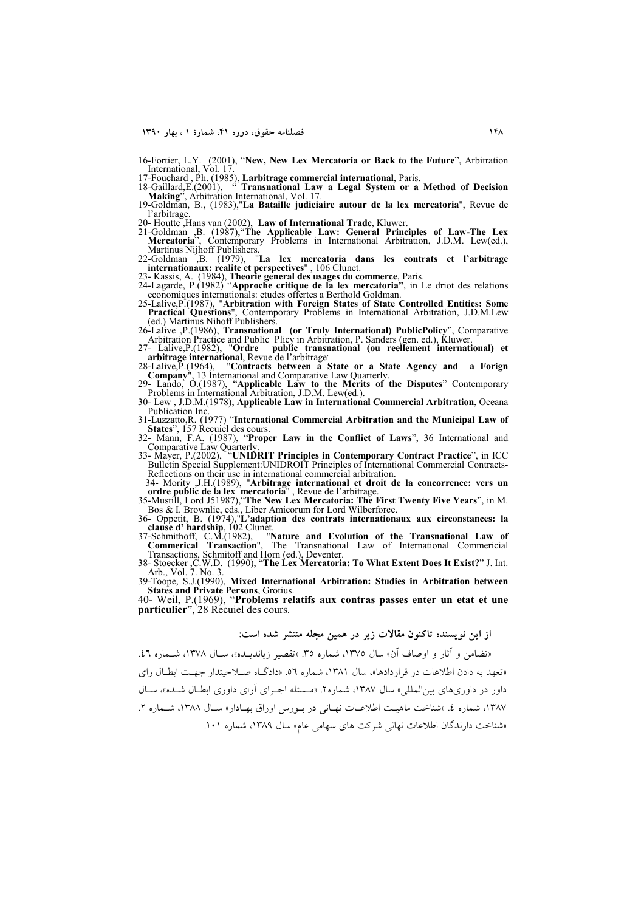16-Fortier, L.Y. (2001), "**New, New Lex Mercatoria or Back to the Future**", Arbitration International, Vol. 17.

17-Fouchard , Ph. (1985), **Larbitrage commercial international**, Paris.

18-Gaillard,E.(2001), " **Transnational Law a Legal System or a Method of Decision Making**", Arbitration International, Vol. 17.

19-Goldman, B., (1983),"**La Bataille judiciaire autour de la lex mercatoria**", Revue de l'arbitrage.

20- Houtte ,Hans van (2002), **Law of International Trade**, Kluwer.

21-Goldman ,B. (1987),"**The Applicable Law: General Principles of Law-The Lex Mercatoria**", Contemporary Problems in International Arbitration, J.D.M. Lew(ed.), Martinus Nijhoff Publishers.

22-Goldman ,B. (1979), "**La lex mercatoria dans les contrats et l'arbitrage internationaux: realite et perspectives**" , 106 Clunet.

23- Kassis, A. (1984), **Theorie general des usages du commerce**, Paris.

24-Lagarde, P.(1982) "**Approche critique de la lex mercatoria"**, in Le driot des relations economiques internationals: etudes offertes a Berthold Goldman.

25-Lalive,P.(1987), "**Arbitration with Foreign States of State Controlled Entities: Some Practical Questions**", Contemporary Problems in International Arbitration, J.D.M.Lew (ed.) Martinus Nihoff Publishers.

26-Lalive ,P.(1986), **Transnational (or Truly International) PublicPolicy**", Comparative Arbitration Practice and Public Plicy in Arbitration, P. Sanders (gen. ed.), Kluwer.

27- Lalive,P.(1982), "**Ordre public transnational (ou reellement international) et arbitrage international**, Revue de l'arbitrage.

28-Lalive,P.(1964), "**Contracts between a State or a State Agency and a Forign Company**", 13 International and Comparative Law Quarterly.

29- Lando, O.(1987), "**Applicable Law to the Merits of the Disputes**" Contemporary Problems in International Arbitration, J.D.M. Lew(ed.).

30- Lew , J.D.M.(1978), **Applicable Law in International Commercial Arbitration**, Oceana Publication Inc.

31-Luzzatto,R. (1977) "**International Commercial Arbitration and the Municipal Law of States**", 157 Recuiel des cours.

32- Mann, F.A. (1987), "**Proper Law in the Conflict of Laws**", 36 International and Comparative Law Quarterly.

33- Mayer, P.(2002), "**UNIDRIT Principles in Contemporary Contract Practice**", in ICC Bulletin Special Supplement:UNIDROIT Principles of International Commercial Contracts-Reflections on their use in international commercial arbitration.

34- Mority ,J.H.(1989), "**Arbitrage international et droit de la concorrence: vers un ordre public de la lex mercatoria**" , Revue de l'arbitrage.

35-Mustill, Lord J51987),"**The New Lex Mercatoria: The First Twenty Five Years**", in M. Bos & I. Brownlie, eds., Liber Amicorum for Lord Wilberforce.

36- Oppetit, B. (1974),"**L'adaption des contrats internationaux aux circonstances: la clause d' hardship**, 102 Clunet.

37-Schmithoff, C.M.(1982), "**Nature and Evolution of the Transnational Law of Commerical Transaction**", The Transnational Law of International Commericial Transactions, Schmitoff and Horn (ed.), Deventer.

38- Stoecker ,C.W.D. (1990), "**The Lex Mercatoria: To What Extent Does It Exist?**" J. Int. Arb., Vol. 7. No. 3.

39-Toope, S.J.(1990), **Mixed International Arbitration: Studies in Arbitration between States and Private Persons**, Grotius.

40- Weil, P.(1969), "**Problems relatifs aux contras passes enter un etat et une particulier**", 28 Recuiel des cours.

**از این نویسنده تاکنون مقالات زیر در همین مجله منتشر شده است:**

«تضامن و آثار و اوصاف آن» سال ۱۳۷۵، شماره ۳۵. «تقصیر زیاندیده»، سال ۱۳۷۸، شماره ٤٦. «تعهد به دادن اطلاعات در قراردادها»، سال ۱۳۸۱، شماره ٥٦. «دادگاه صلاحیتدار جهت ابطال رای داور در داوری‌های بین‌المللی» سال ۱۳۸۷، شماره۲. «مسئله اجرای آرای داوری ابطال شده»، سال ۱۳۸۷، شماره ٤. «شناخت ماهیت اطلاعات نهانی در بورس اوراق بهادار» سال ۱۳۸۸، شماره ۲. «شناخت دارندگان اطلاعات نهانی شرکت های سهامی عام» سال ۱۳۸۹، شماره ۱۰۱.